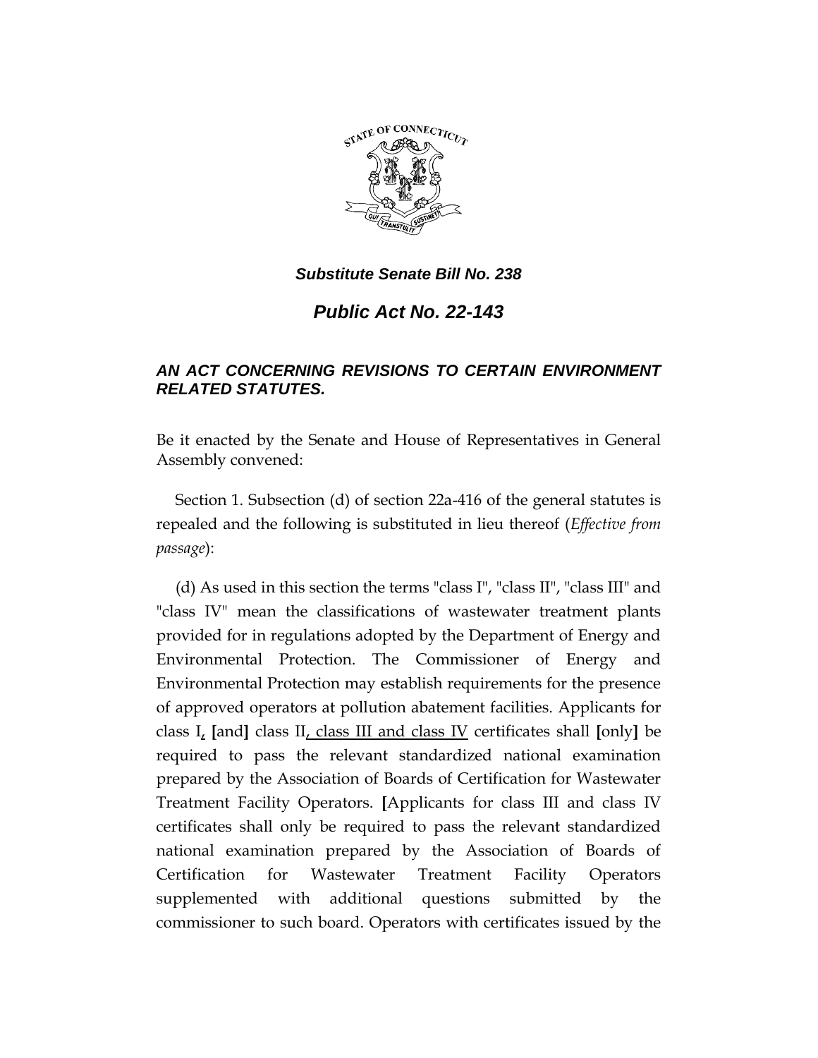***Substitute Senate Bill No. 238***

# ***Public Act No. 22-143***

### ***AN ACT CONCERNING REVISIONS TO CERTAIN ENVIRONMENT RELATED STATUTES.***

Be it enacted by the Senate and House of Representatives in General Assembly convened:

Section 1. Subsection (d) of section 22a-416 of the general statutes is repealed and the following is substituted in lieu thereof (*Effective from passage*):

(d) As used in this section the terms "class I", "class II", "class III" and "class IV" mean the classifications of wastewater treatment plants provided for in regulations adopted by the Department of Energy and Environmental Protection. The Commissioner of Energy and Environmental Protection may establish requirements for the presence of approved operators at pollution abatement facilities. Applicants for class I, [and] class II, class III and class IV certificates shall [only] be required to pass the relevant standardized national examination prepared by the Association of Boards of Certification for Wastewater Treatment Facility Operators. [Applicants for class III and class IV certificates shall only be required to pass the relevant standardized national examination prepared by the Association of Boards of Certification for Wastewater Treatment Facility Operators supplemented with additional questions submitted by the commissioner to such board. Operators with certificates issued by the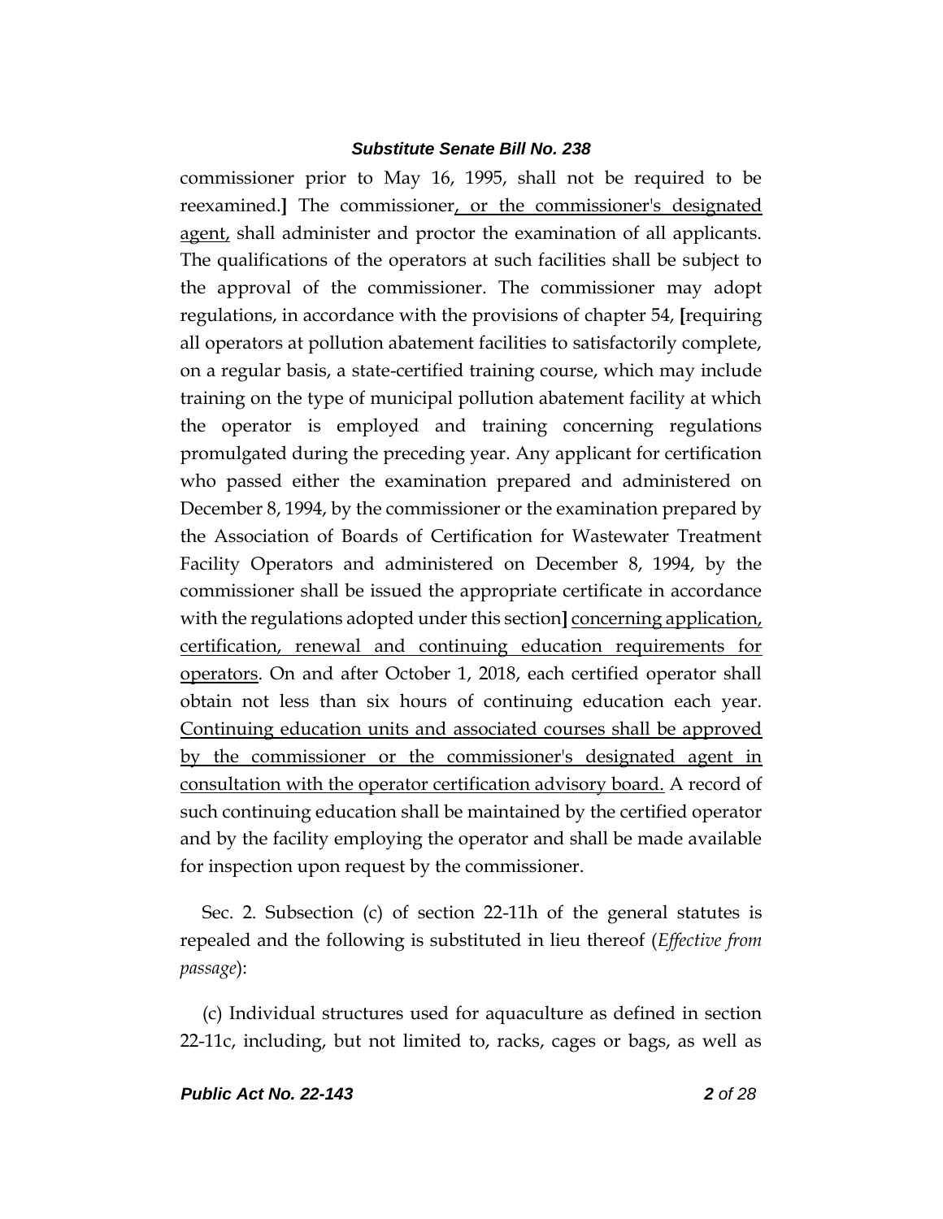commissioner prior to May 16, 1995, shall not be required to be reexamined.**]** The commissioner<u>, or the commissioner's designated agent,</u> shall administer and proctor the examination of all applicants. The qualifications of the operators at such facilities shall be subject to the approval of the commissioner. The commissioner may adopt regulations, in accordance with the provisions of chapter 54, **[**requiring all operators at pollution abatement facilities to satisfactorily complete, on a regular basis, a state-certified training course, which may include training on the type of municipal pollution abatement facility at which the operator is employed and training concerning regulations promulgated during the preceding year. Any applicant for certification who passed either the examination prepared and administered on December 8, 1994, by the commissioner or the examination prepared by the Association of Boards of Certification for Wastewater Treatment Facility Operators and administered on December 8, 1994, by the commissioner shall be issued the appropriate certificate in accordance with the regulations adopted under this section**]** <u>concerning application, certification, renewal and continuing education requirements for operators</u>. On and after October 1, 2018, each certified operator shall obtain not less than six hours of continuing education each year. <u>Continuing education units and associated courses shall be approved by the commissioner or the commissioner's designated agent in consultation with the operator certification advisory board.</u> A record of such continuing education shall be maintained by the certified operator and by the facility employing the operator and shall be made available for inspection upon request by the commissioner.

Sec. 2. Subsection (c) of section 22-11h of the general statutes is repealed and the following is substituted in lieu thereof (*Effective from passage*):

(c) Individual structures used for aquaculture as defined in section 22-11c, including, but not limited to, racks, cages or bags, as well as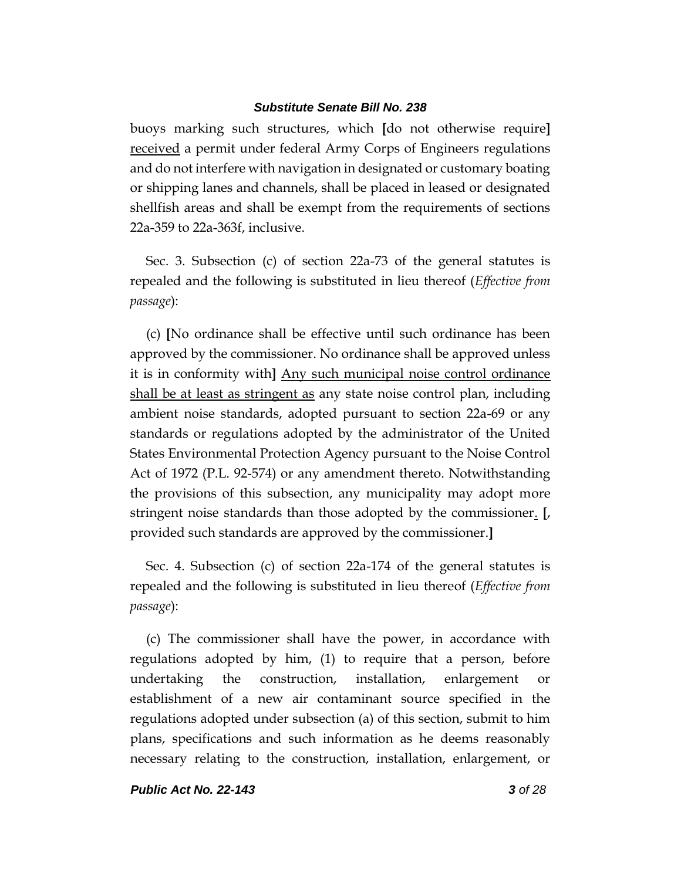buoys marking such structures, which [do not otherwise require] <u>received</u> a permit under federal Army Corps of Engineers regulations and do not interfere with navigation in designated or customary boating or shipping lanes and channels, shall be placed in leased or designated shellfish areas and shall be exempt from the requirements of sections 22a-359 to 22a-363f, inclusive.

Sec. 3. Subsection (c) of section 22a-73 of the general statutes is repealed and the following is substituted in lieu thereof (*Effective from passage*):

(c) [No ordinance shall be effective until such ordinance has been approved by the commissioner. No ordinance shall be approved unless it is in conformity with] <u>Any such municipal noise control ordinance shall be at least as stringent as</u> any state noise control plan, including ambient noise standards, adopted pursuant to section 22a-69 or any standards or regulations adopted by the administrator of the United States Environmental Protection Agency pursuant to the Noise Control Act of 1972 (P.L. 92-574) or any amendment thereto. Notwithstanding the provisions of this subsection, any municipality may adopt more stringent noise standards than those adopted by the commissioner<u>.</u> [, provided such standards are approved by the commissioner.]

Sec. 4. Subsection (c) of section 22a-174 of the general statutes is repealed and the following is substituted in lieu thereof (*Effective from passage*):

(c) The commissioner shall have the power, in accordance with regulations adopted by him, (1) to require that a person, before undertaking the construction, installation, enlargement or establishment of a new air contaminant source specified in the regulations adopted under subsection (a) of this section, submit to him plans, specifications and such information as he deems reasonably necessary relating to the construction, installation, enlargement, or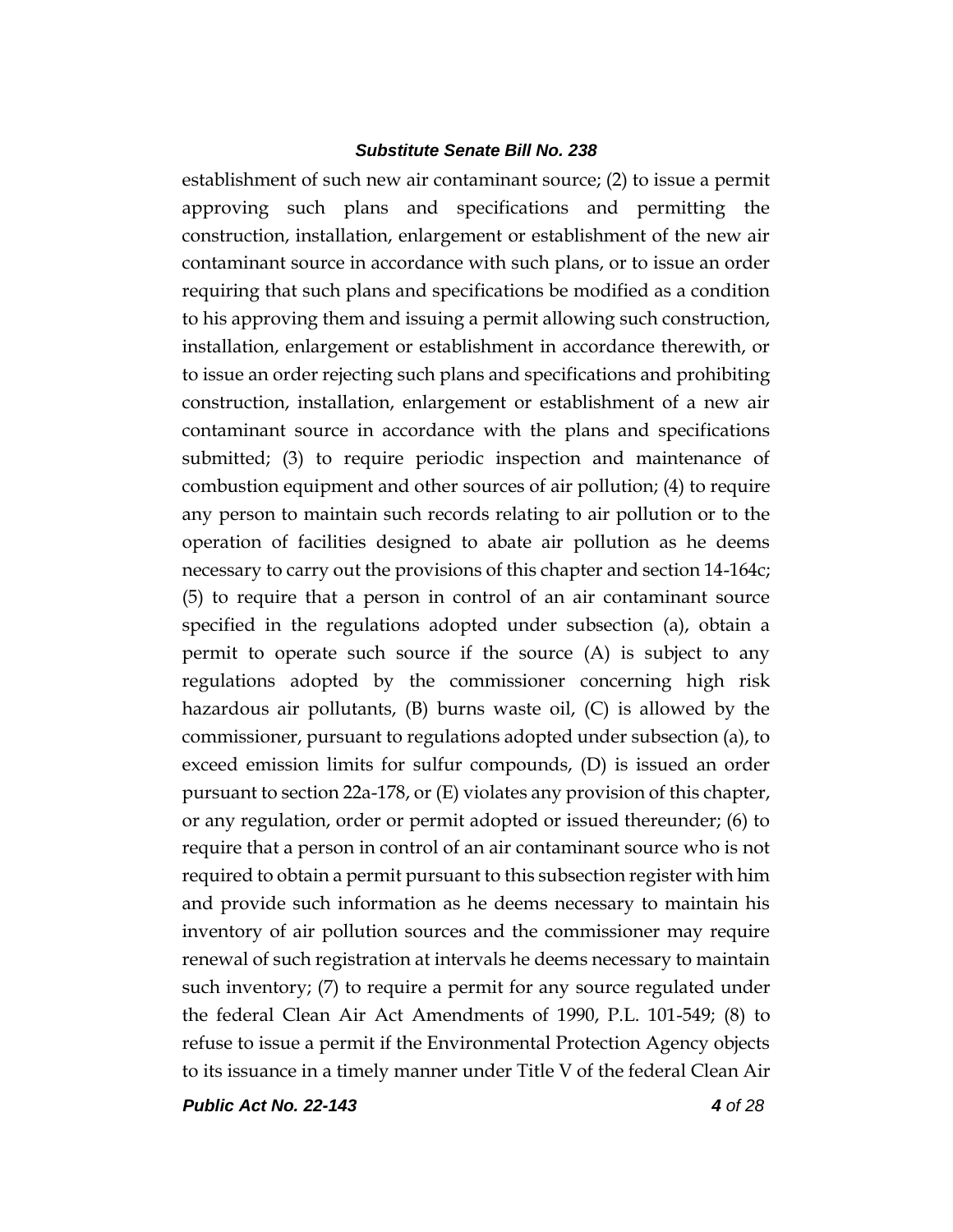establishment of such new air contaminant source; (2) to issue a permit approving such plans and specifications and permitting the construction, installation, enlargement or establishment of the new air contaminant source in accordance with such plans, or to issue an order requiring that such plans and specifications be modified as a condition to his approving them and issuing a permit allowing such construction, installation, enlargement or establishment in accordance therewith, or to issue an order rejecting such plans and specifications and prohibiting construction, installation, enlargement or establishment of a new air contaminant source in accordance with the plans and specifications submitted; (3) to require periodic inspection and maintenance of combustion equipment and other sources of air pollution; (4) to require any person to maintain such records relating to air pollution or to the operation of facilities designed to abate air pollution as he deems necessary to carry out the provisions of this chapter and section 14-164c; (5) to require that a person in control of an air contaminant source specified in the regulations adopted under subsection (a), obtain a permit to operate such source if the source (A) is subject to any regulations adopted by the commissioner concerning high risk hazardous air pollutants, (B) burns waste oil, (C) is allowed by the commissioner, pursuant to regulations adopted under subsection (a), to exceed emission limits for sulfur compounds, (D) is issued an order pursuant to section 22a-178, or (E) violates any provision of this chapter, or any regulation, order or permit adopted or issued thereunder; (6) to require that a person in control of an air contaminant source who is not required to obtain a permit pursuant to this subsection register with him and provide such information as he deems necessary to maintain his inventory of air pollution sources and the commissioner may require renewal of such registration at intervals he deems necessary to maintain such inventory; (7) to require a permit for any source regulated under the federal Clean Air Act Amendments of 1990, P.L. 101-549; (8) to refuse to issue a permit if the Environmental Protection Agency objects to its issuance in a timely manner under Title V of the federal Clean Air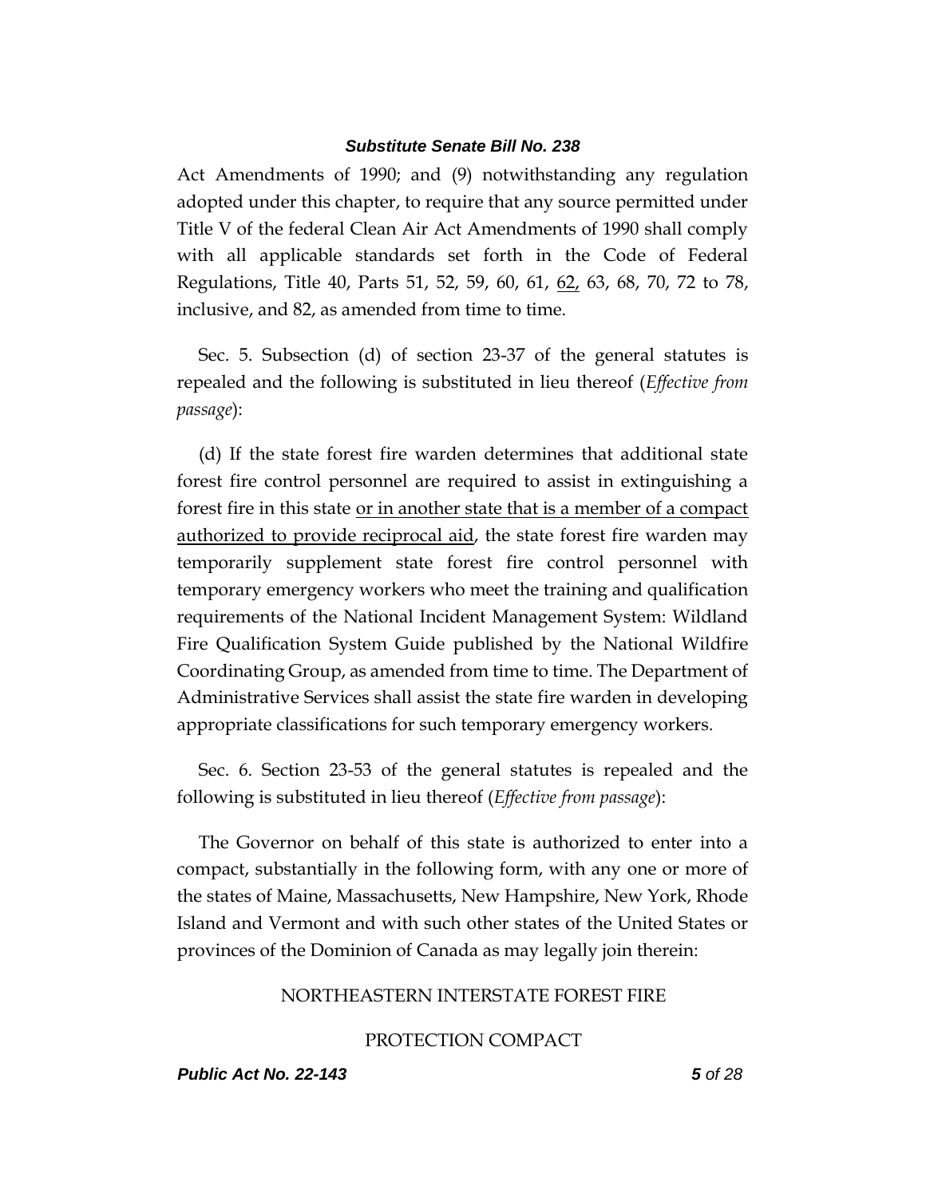Act Amendments of 1990; and (9) notwithstanding any regulation adopted under this chapter, to require that any source permitted under Title V of the federal Clean Air Act Amendments of 1990 shall comply with all applicable standards set forth in the Code of Federal Regulations, Title 40, Parts 51, 52, 59, 60, 61, <u>62,</u> 63, 68, 70, 72 to 78, inclusive, and 82, as amended from time to time.

Sec. 5. Subsection (d) of section 23-37 of the general statutes is repealed and the following is substituted in lieu thereof (*Effective from passage*):

(d) If the state forest fire warden determines that additional state forest fire control personnel are required to assist in extinguishing a forest fire in this state <u>or in another state that is a member of a compact authorized to provide reciprocal aid</u>, the state forest fire warden may temporarily supplement state forest fire control personnel with temporary emergency workers who meet the training and qualification requirements of the National Incident Management System: Wildland Fire Qualification System Guide published by the National Wildfire Coordinating Group, as amended from time to time. The Department of Administrative Services shall assist the state fire warden in developing appropriate classifications for such temporary emergency workers.

Sec. 6. Section 23-53 of the general statutes is repealed and the following is substituted in lieu thereof (*Effective from passage*):

The Governor on behalf of this state is authorized to enter into a compact, substantially in the following form, with any one or more of the states of Maine, Massachusetts, New Hampshire, New York, Rhode Island and Vermont and with such other states of the United States or provinces of the Dominion of Canada as may legally join therein:

NORTHEASTERN INTERSTATE FOREST FIRE

PROTECTION COMPACT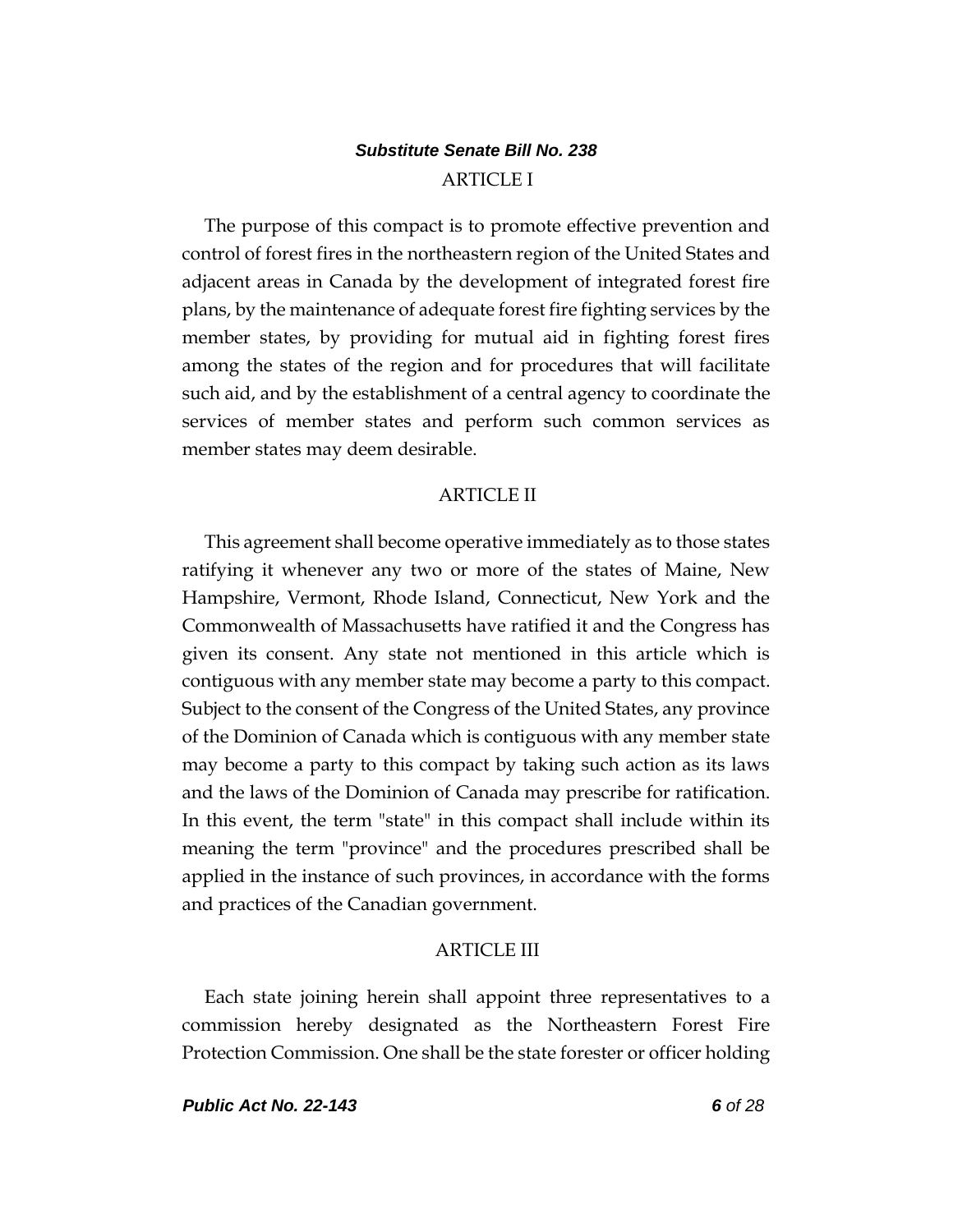ARTICLE I

The purpose of this compact is to promote effective prevention and control of forest fires in the northeastern region of the United States and adjacent areas in Canada by the development of integrated forest fire plans, by the maintenance of adequate forest fire fighting services by the member states, by providing for mutual aid in fighting forest fires among the states of the region and for procedures that will facilitate such aid, and by the establishment of a central agency to coordinate the services of member states and perform such common services as member states may deem desirable.

ARTICLE II

This agreement shall become operative immediately as to those states ratifying it whenever any two or more of the states of Maine, New Hampshire, Vermont, Rhode Island, Connecticut, New York and the Commonwealth of Massachusetts have ratified it and the Congress has given its consent. Any state not mentioned in this article which is contiguous with any member state may become a party to this compact. Subject to the consent of the Congress of the United States, any province of the Dominion of Canada which is contiguous with any member state may become a party to this compact by taking such action as its laws and the laws of the Dominion of Canada may prescribe for ratification. In this event, the term "state" in this compact shall include within its meaning the term "province" and the procedures prescribed shall be applied in the instance of such provinces, in accordance with the forms and practices of the Canadian government.

ARTICLE III

Each state joining herein shall appoint three representatives to a commission hereby designated as the Northeastern Forest Fire Protection Commission. One shall be the state forester or officer holding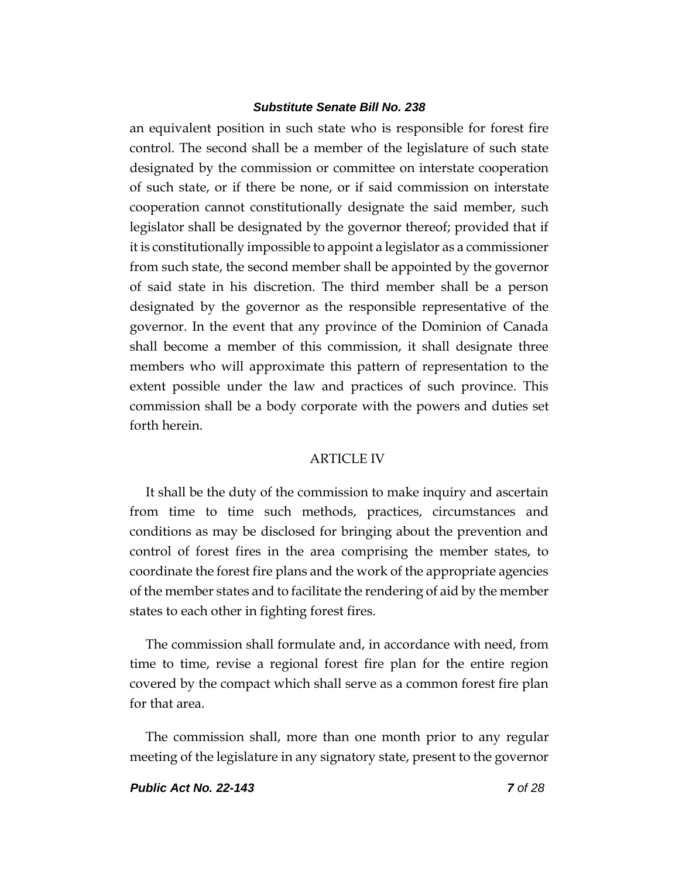an equivalent position in such state who is responsible for forest fire control. The second shall be a member of the legislature of such state designated by the commission or committee on interstate cooperation of such state, or if there be none, or if said commission on interstate cooperation cannot constitutionally designate the said member, such legislator shall be designated by the governor thereof; provided that if it is constitutionally impossible to appoint a legislator as a commissioner from such state, the second member shall be appointed by the governor of said state in his discretion. The third member shall be a person designated by the governor as the responsible representative of the governor. In the event that any province of the Dominion of Canada shall become a member of this commission, it shall designate three members who will approximate this pattern of representation to the extent possible under the law and practices of such province. This commission shall be a body corporate with the powers and duties set forth herein.

ARTICLE IV

It shall be the duty of the commission to make inquiry and ascertain from time to time such methods, practices, circumstances and conditions as may be disclosed for bringing about the prevention and control of forest fires in the area comprising the member states, to coordinate the forest fire plans and the work of the appropriate agencies of the member states and to facilitate the rendering of aid by the member states to each other in fighting forest fires.

The commission shall formulate and, in accordance with need, from time to time, revise a regional forest fire plan for the entire region covered by the compact which shall serve as a common forest fire plan for that area.

The commission shall, more than one month prior to any regular meeting of the legislature in any signatory state, present to the governor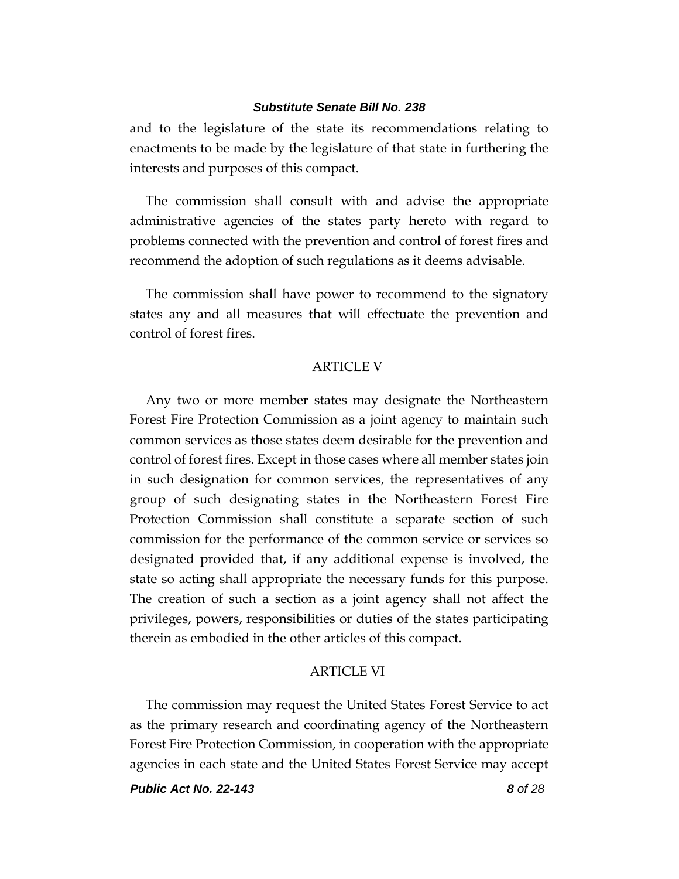and to the legislature of the state its recommendations relating to enactments to be made by the legislature of that state in furthering the interests and purposes of this compact.

The commission shall consult with and advise the appropriate administrative agencies of the states party hereto with regard to problems connected with the prevention and control of forest fires and recommend the adoption of such regulations as it deems advisable.

The commission shall have power to recommend to the signatory states any and all measures that will effectuate the prevention and control of forest fires.

ARTICLE V

Any two or more member states may designate the Northeastern Forest Fire Protection Commission as a joint agency to maintain such common services as those states deem desirable for the prevention and control of forest fires. Except in those cases where all member states join in such designation for common services, the representatives of any group of such designating states in the Northeastern Forest Fire Protection Commission shall constitute a separate section of such commission for the performance of the common service or services so designated provided that, if any additional expense is involved, the state so acting shall appropriate the necessary funds for this purpose. The creation of such a section as a joint agency shall not affect the privileges, powers, responsibilities or duties of the states participating therein as embodied in the other articles of this compact.

ARTICLE VI

The commission may request the United States Forest Service to act as the primary research and coordinating agency of the Northeastern Forest Fire Protection Commission, in cooperation with the appropriate agencies in each state and the United States Forest Service may accept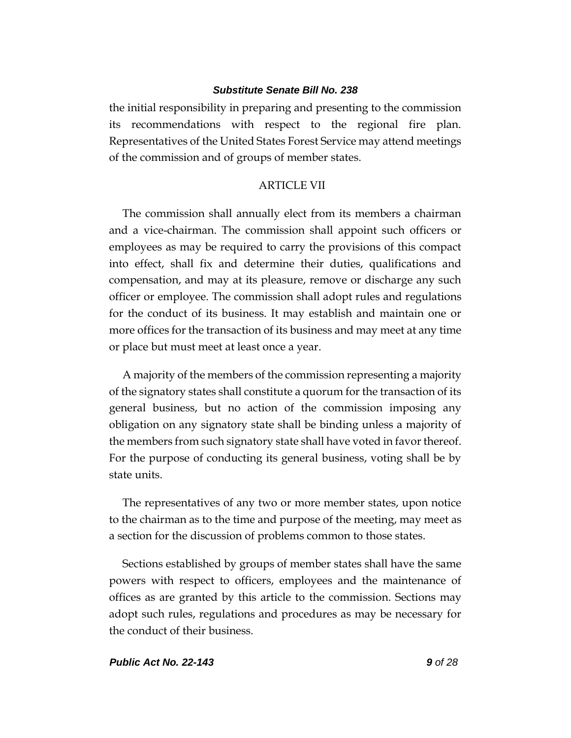the initial responsibility in preparing and presenting to the commission its recommendations with respect to the regional fire plan. Representatives of the United States Forest Service may attend meetings of the commission and of groups of member states.

ARTICLE VII

The commission shall annually elect from its members a chairman and a vice-chairman. The commission shall appoint such officers or employees as may be required to carry the provisions of this compact into effect, shall fix and determine their duties, qualifications and compensation, and may at its pleasure, remove or discharge any such officer or employee. The commission shall adopt rules and regulations for the conduct of its business. It may establish and maintain one or more offices for the transaction of its business and may meet at any time or place but must meet at least once a year.

A majority of the members of the commission representing a majority of the signatory states shall constitute a quorum for the transaction of its general business, but no action of the commission imposing any obligation on any signatory state shall be binding unless a majority of the members from such signatory state shall have voted in favor thereof. For the purpose of conducting its general business, voting shall be by state units.

The representatives of any two or more member states, upon notice to the chairman as to the time and purpose of the meeting, may meet as a section for the discussion of problems common to those states.

Sections established by groups of member states shall have the same powers with respect to officers, employees and the maintenance of offices as are granted by this article to the commission. Sections may adopt such rules, regulations and procedures as may be necessary for the conduct of their business.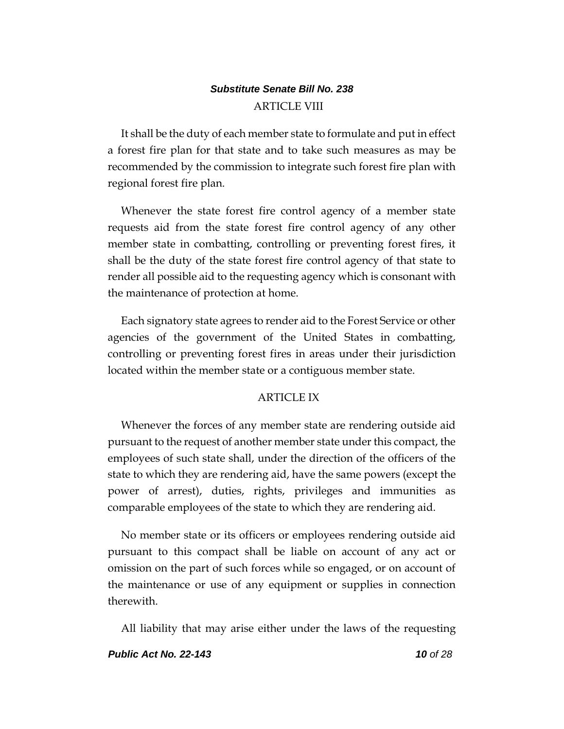ARTICLE VIII

It shall be the duty of each member state to formulate and put in effect a forest fire plan for that state and to take such measures as may be recommended by the commission to integrate such forest fire plan with regional forest fire plan.

Whenever the state forest fire control agency of a member state requests aid from the state forest fire control agency of any other member state in combatting, controlling or preventing forest fires, it shall be the duty of the state forest fire control agency of that state to render all possible aid to the requesting agency which is consonant with the maintenance of protection at home.

Each signatory state agrees to render aid to the Forest Service or other agencies of the government of the United States in combatting, controlling or preventing forest fires in areas under their jurisdiction located within the member state or a contiguous member state.

ARTICLE IX

Whenever the forces of any member state are rendering outside aid pursuant to the request of another member state under this compact, the employees of such state shall, under the direction of the officers of the state to which they are rendering aid, have the same powers (except the power of arrest), duties, rights, privileges and immunities as comparable employees of the state to which they are rendering aid.

No member state or its officers or employees rendering outside aid pursuant to this compact shall be liable on account of any act or omission on the part of such forces while so engaged, or on account of the maintenance or use of any equipment or supplies in connection therewith.

All liability that may arise either under the laws of the requesting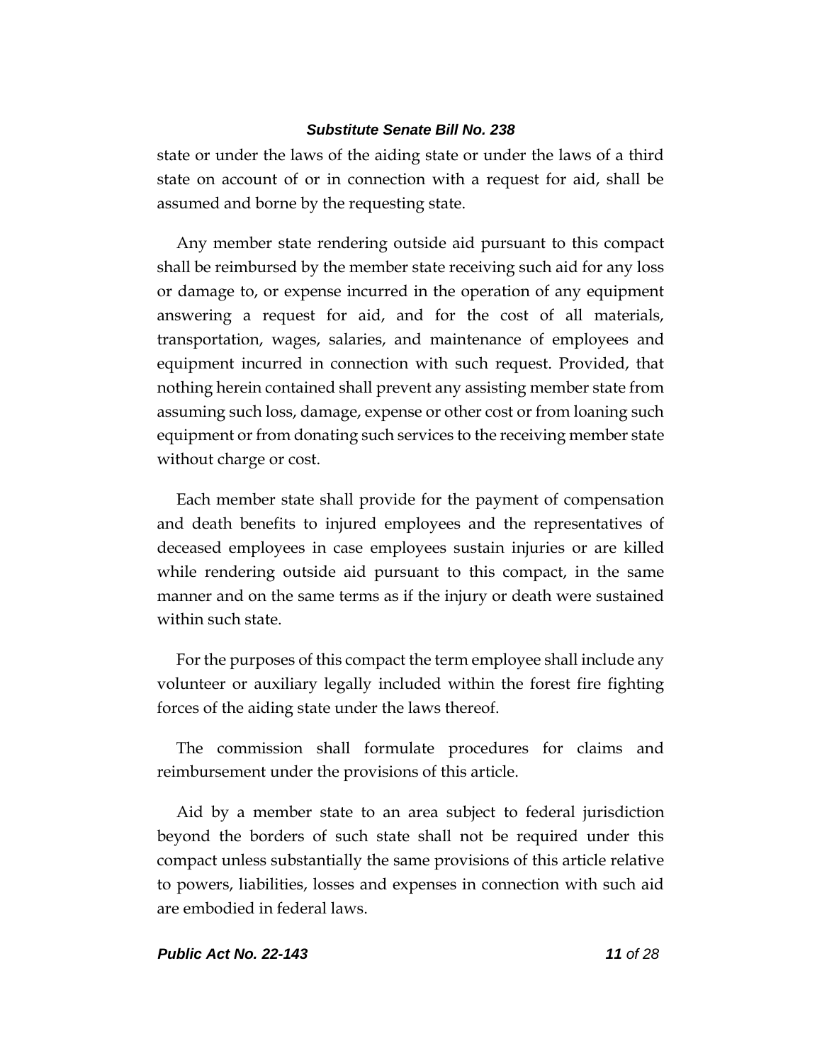state or under the laws of the aiding state or under the laws of a third state on account of or in connection with a request for aid, shall be assumed and borne by the requesting state.

Any member state rendering outside aid pursuant to this compact shall be reimbursed by the member state receiving such aid for any loss or damage to, or expense incurred in the operation of any equipment answering a request for aid, and for the cost of all materials, transportation, wages, salaries, and maintenance of employees and equipment incurred in connection with such request. Provided, that nothing herein contained shall prevent any assisting member state from assuming such loss, damage, expense or other cost or from loaning such equipment or from donating such services to the receiving member state without charge or cost.

Each member state shall provide for the payment of compensation and death benefits to injured employees and the representatives of deceased employees in case employees sustain injuries or are killed while rendering outside aid pursuant to this compact, in the same manner and on the same terms as if the injury or death were sustained within such state.

For the purposes of this compact the term employee shall include any volunteer or auxiliary legally included within the forest fire fighting forces of the aiding state under the laws thereof.

The commission shall formulate procedures for claims and reimbursement under the provisions of this article.

Aid by a member state to an area subject to federal jurisdiction beyond the borders of such state shall not be required under this compact unless substantially the same provisions of this article relative to powers, liabilities, losses and expenses in connection with such aid are embodied in federal laws.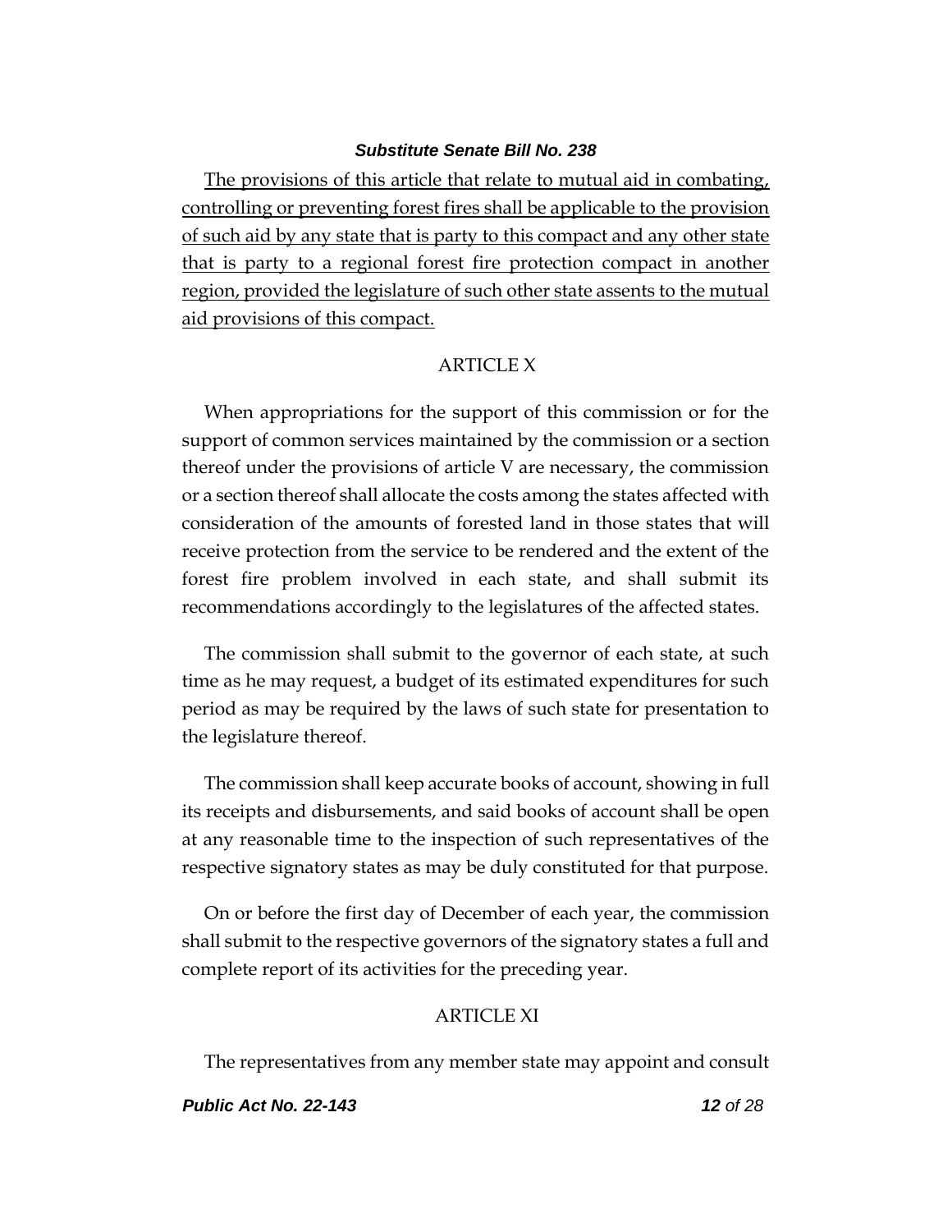The provisions of this article that relate to mutual aid in combating, controlling or preventing forest fires shall be applicable to the provision of such aid by any state that is party to this compact and any other state that is party to a regional forest fire protection compact in another region, provided the legislature of such other state assents to the mutual aid provisions of this compact.

ARTICLE X

When appropriations for the support of this commission or for the support of common services maintained by the commission or a section thereof under the provisions of article V are necessary, the commission or a section thereof shall allocate the costs among the states affected with consideration of the amounts of forested land in those states that will receive protection from the service to be rendered and the extent of the forest fire problem involved in each state, and shall submit its recommendations accordingly to the legislatures of the affected states.

The commission shall submit to the governor of each state, at such time as he may request, a budget of its estimated expenditures for such period as may be required by the laws of such state for presentation to the legislature thereof.

The commission shall keep accurate books of account, showing in full its receipts and disbursements, and said books of account shall be open at any reasonable time to the inspection of such representatives of the respective signatory states as may be duly constituted for that purpose.

On or before the first day of December of each year, the commission shall submit to the respective governors of the signatory states a full and complete report of its activities for the preceding year.

ARTICLE XI

The representatives from any member state may appoint and consult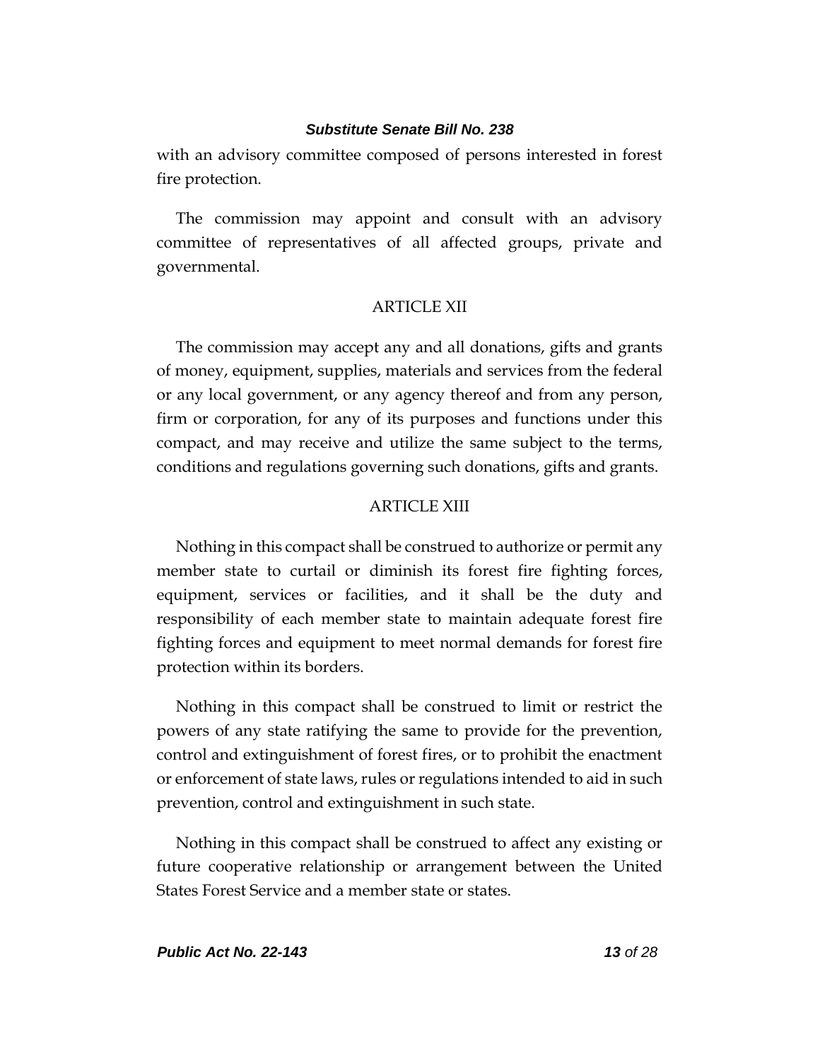with an advisory committee composed of persons interested in forest fire protection.

The commission may appoint and consult with an advisory committee of representatives of all affected groups, private and governmental.

ARTICLE XII

The commission may accept any and all donations, gifts and grants of money, equipment, supplies, materials and services from the federal or any local government, or any agency thereof and from any person, firm or corporation, for any of its purposes and functions under this compact, and may receive and utilize the same subject to the terms, conditions and regulations governing such donations, gifts and grants.

ARTICLE XIII

Nothing in this compact shall be construed to authorize or permit any member state to curtail or diminish its forest fire fighting forces, equipment, services or facilities, and it shall be the duty and responsibility of each member state to maintain adequate forest fire fighting forces and equipment to meet normal demands for forest fire protection within its borders.

Nothing in this compact shall be construed to limit or restrict the powers of any state ratifying the same to provide for the prevention, control and extinguishment of forest fires, or to prohibit the enactment or enforcement of state laws, rules or regulations intended to aid in such prevention, control and extinguishment in such state.

Nothing in this compact shall be construed to affect any existing or future cooperative relationship or arrangement between the United States Forest Service and a member state or states.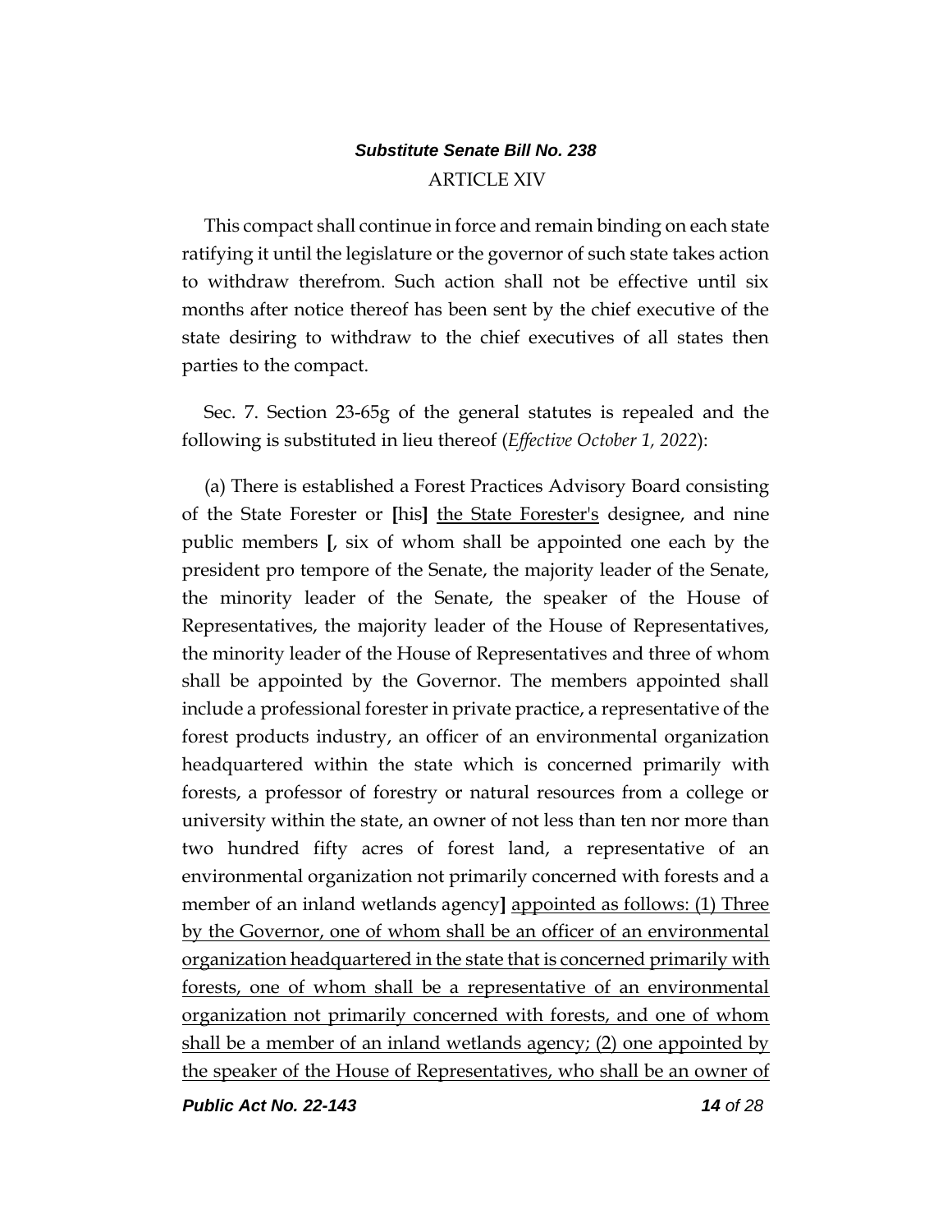ARTICLE XIV

This compact shall continue in force and remain binding on each state ratifying it until the legislature or the governor of such state takes action to withdraw therefrom. Such action shall not be effective until six months after notice thereof has been sent by the chief executive of the state desiring to withdraw to the chief executives of all states then parties to the compact.

Sec. 7. Section 23-65g of the general statutes is repealed and the following is substituted in lieu thereof (*Effective October 1, 2022*):

(a) There is established a Forest Practices Advisory Board consisting of the State Forester or **[**his**]** <u>the State Forester's</u> designee, and nine public members **[**, six of whom shall be appointed one each by the president pro tempore of the Senate, the majority leader of the Senate, the minority leader of the Senate, the speaker of the House of Representatives, the majority leader of the House of Representatives, the minority leader of the House of Representatives and three of whom shall be appointed by the Governor. The members appointed shall include a professional forester in private practice, a representative of the forest products industry, an officer of an environmental organization headquartered within the state which is concerned primarily with forests, a professor of forestry or natural resources from a college or university within the state, an owner of not less than ten nor more than two hundred fifty acres of forest land, a representative of an environmental organization not primarily concerned with forests and a member of an inland wetlands agency**]** <u>appointed as follows: (1) Three by the Governor, one of whom shall be an officer of an environmental organization headquartered in the state that is concerned primarily with forests, one of whom shall be a representative of an environmental organization not primarily concerned with forests, and one of whom shall be a member of an inland wetlands agency; (2) one appointed by the speaker of the House of Representatives, who shall be an owner of</u>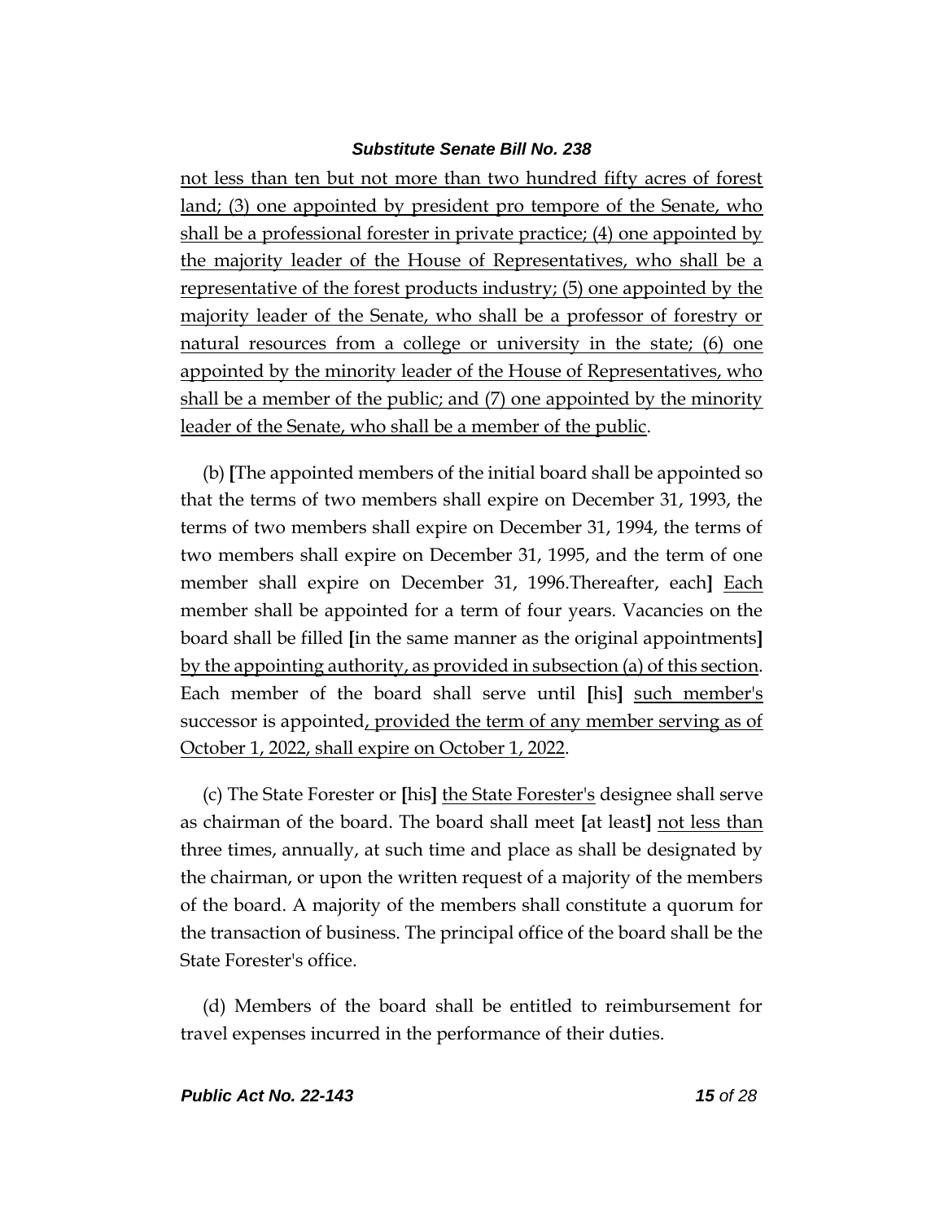not less than ten but not more than two hundred fifty acres of forest land; (3) one appointed by president pro tempore of the Senate, who shall be a professional forester in private practice; (4) one appointed by the majority leader of the House of Representatives, who shall be a representative of the forest products industry; (5) one appointed by the majority leader of the Senate, who shall be a professor of forestry or natural resources from a college or university in the state; (6) one appointed by the minority leader of the House of Representatives, who shall be a member of the public; and (7) one appointed by the minority leader of the Senate, who shall be a member of the public.

(b) **[**The appointed members of the initial board shall be appointed so that the terms of two members shall expire on December 31, 1993, the terms of two members shall expire on December 31, 1994, the terms of two members shall expire on December 31, 1995, and the term of one member shall expire on December 31, 1996.Thereafter, each**]** Each member shall be appointed for a term of four years. Vacancies on the board shall be filled **[**in the same manner as the original appointments**]** by the appointing authority, as provided in subsection (a) of this section. Each member of the board shall serve until **[**his**]** such member's successor is appointed, provided the term of any member serving as of October 1, 2022, shall expire on October 1, 2022.

(c) The State Forester or **[**his**]** the State Forester's designee shall serve as chairman of the board. The board shall meet **[**at least**]** not less than three times, annually, at such time and place as shall be designated by the chairman, or upon the written request of a majority of the members of the board. A majority of the members shall constitute a quorum for the transaction of business. The principal office of the board shall be the State Forester's office.

(d) Members of the board shall be entitled to reimbursement for travel expenses incurred in the performance of their duties.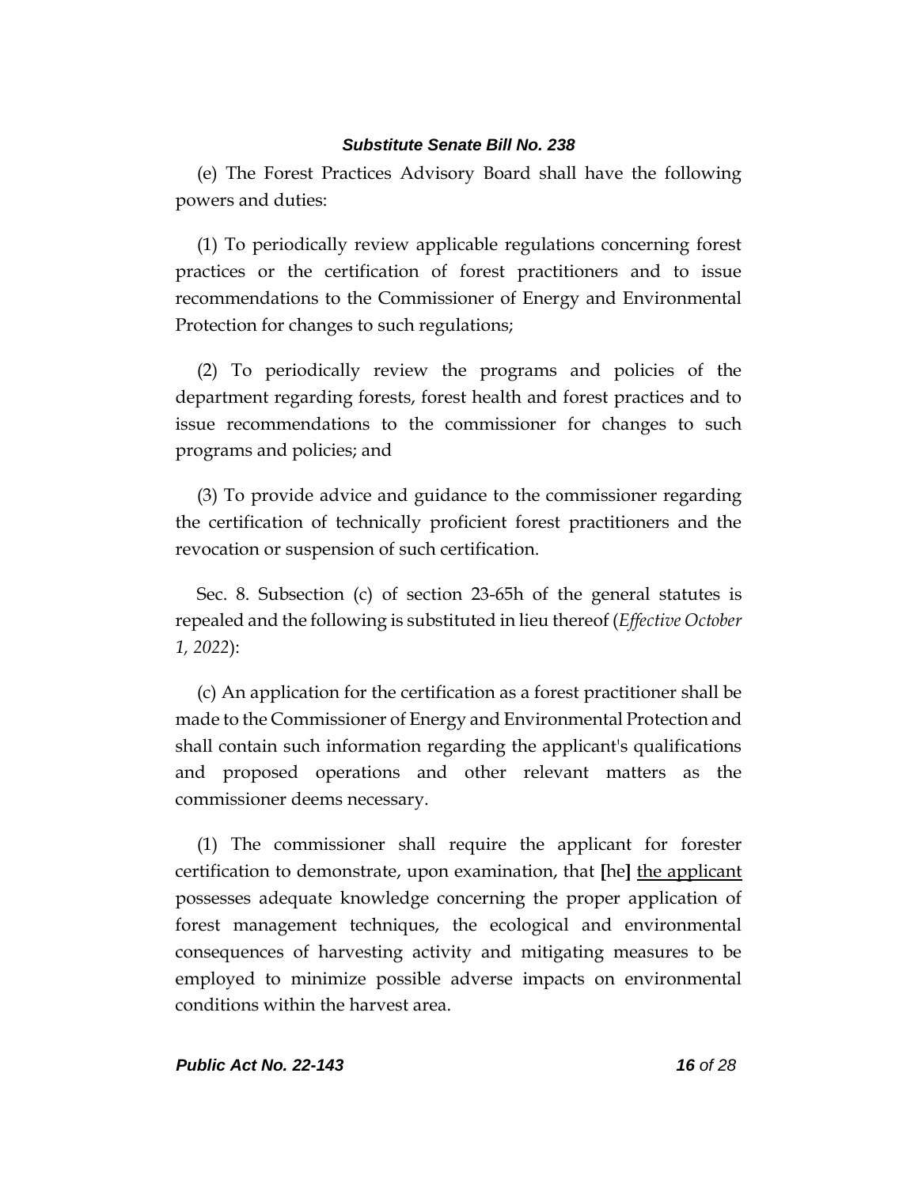(e) The Forest Practices Advisory Board shall have the following powers and duties:

(1) To periodically review applicable regulations concerning forest practices or the certification of forest practitioners and to issue recommendations to the Commissioner of Energy and Environmental Protection for changes to such regulations;

(2) To periodically review the programs and policies of the department regarding forests, forest health and forest practices and to issue recommendations to the commissioner for changes to such programs and policies; and

(3) To provide advice and guidance to the commissioner regarding the certification of technically proficient forest practitioners and the revocation or suspension of such certification.

Sec. 8. Subsection (c) of section 23-65h of the general statutes is repealed and the following is substituted in lieu thereof (*Effective October 1, 2022*):

(c) An application for the certification as a forest practitioner shall be made to the Commissioner of Energy and Environmental Protection and shall contain such information regarding the applicant's qualifications and proposed operations and other relevant matters as the commissioner deems necessary.

(1) The commissioner shall require the applicant for forester certification to demonstrate, upon examination, that **[**he**]** <u>the applicant</u> possesses adequate knowledge concerning the proper application of forest management techniques, the ecological and environmental consequences of harvesting activity and mitigating measures to be employed to minimize possible adverse impacts on environmental conditions within the harvest area.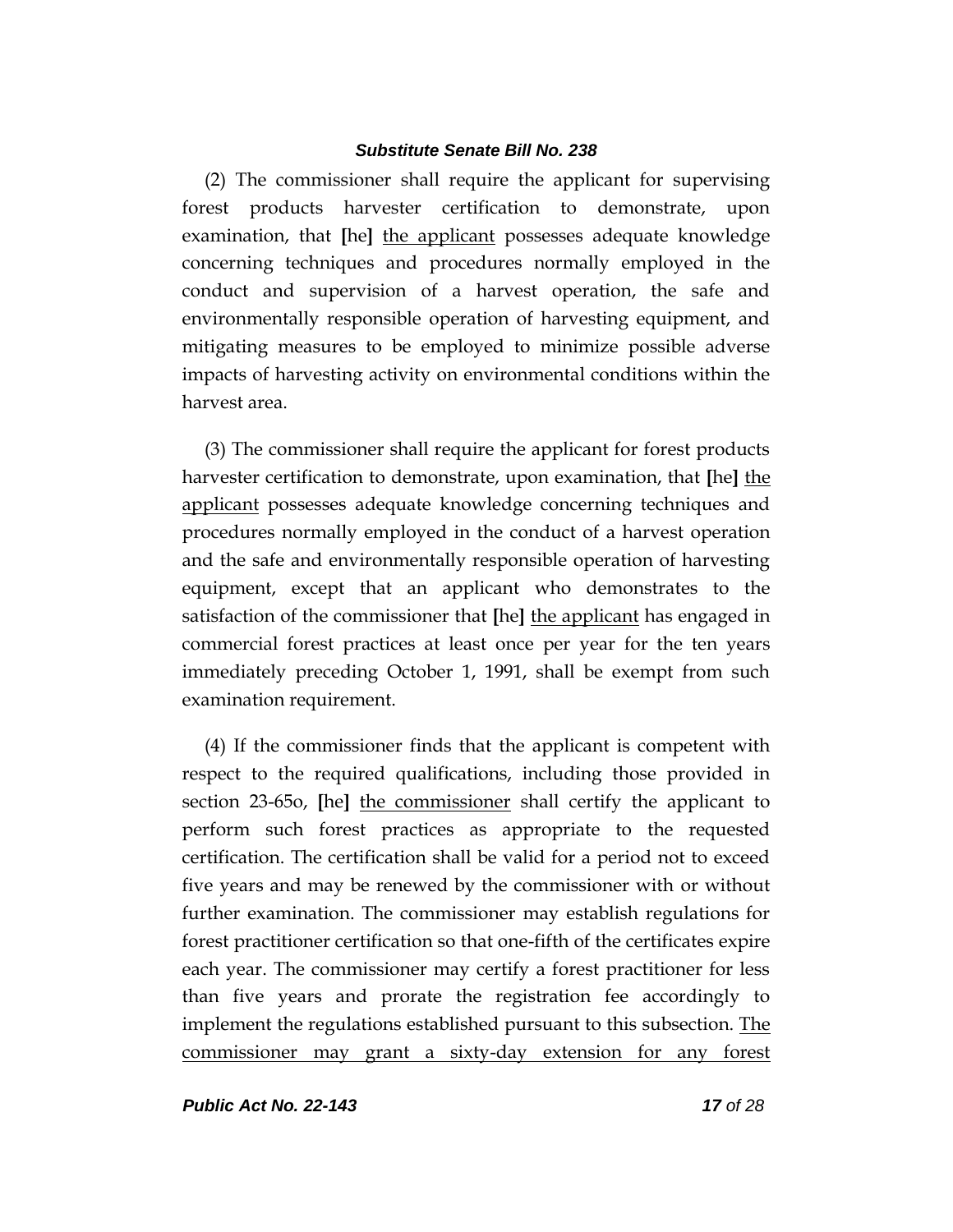(2) The commissioner shall require the applicant for supervising forest products harvester certification to demonstrate, upon examination, that [he] <u>the applicant</u> possesses adequate knowledge concerning techniques and procedures normally employed in the conduct and supervision of a harvest operation, the safe and environmentally responsible operation of harvesting equipment, and mitigating measures to be employed to minimize possible adverse impacts of harvesting activity on environmental conditions within the harvest area.

(3) The commissioner shall require the applicant for forest products harvester certification to demonstrate, upon examination, that [he] <u>the applicant</u> possesses adequate knowledge concerning techniques and procedures normally employed in the conduct of a harvest operation and the safe and environmentally responsible operation of harvesting equipment, except that an applicant who demonstrates to the satisfaction of the commissioner that [he] <u>the applicant</u> has engaged in commercial forest practices at least once per year for the ten years immediately preceding October 1, 1991, shall be exempt from such examination requirement.

(4) If the commissioner finds that the applicant is competent with respect to the required qualifications, including those provided in section 23-65o, [he] <u>the commissioner</u> shall certify the applicant to perform such forest practices as appropriate to the requested certification. The certification shall be valid for a period not to exceed five years and may be renewed by the commissioner with or without further examination. The commissioner may establish regulations for forest practitioner certification so that one-fifth of the certificates expire each year. The commissioner may certify a forest practitioner for less than five years and prorate the registration fee accordingly to implement the regulations established pursuant to this subsection. <u>The commissioner may grant a sixty-day extension for any forest</u>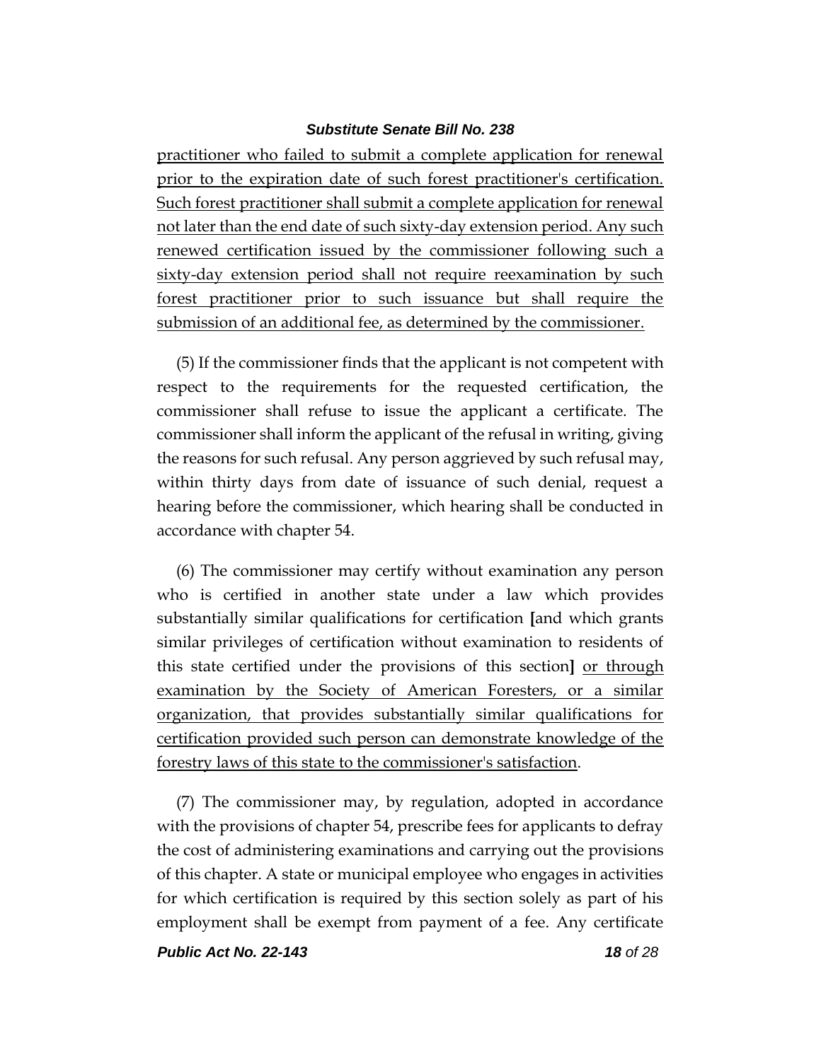practitioner who failed to submit a complete application for renewal prior to the expiration date of such forest practitioner's certification. Such forest practitioner shall submit a complete application for renewal not later than the end date of such sixty-day extension period. Any such renewed certification issued by the commissioner following such a sixty-day extension period shall not require reexamination by such forest practitioner prior to such issuance but shall require the submission of an additional fee, as determined by the commissioner.

(5) If the commissioner finds that the applicant is not competent with respect to the requirements for the requested certification, the commissioner shall refuse to issue the applicant a certificate. The commissioner shall inform the applicant of the refusal in writing, giving the reasons for such refusal. Any person aggrieved by such refusal may, within thirty days from date of issuance of such denial, request a hearing before the commissioner, which hearing shall be conducted in accordance with chapter 54.

(6) The commissioner may certify without examination any person who is certified in another state under a law which provides substantially similar qualifications for certification **[**and which grants similar privileges of certification without examination to residents of this state certified under the provisions of this section**]** or through examination by the Society of American Foresters, or a similar organization, that provides substantially similar qualifications for certification provided such person can demonstrate knowledge of the forestry laws of this state to the commissioner's satisfaction.

(7) The commissioner may, by regulation, adopted in accordance with the provisions of chapter 54, prescribe fees for applicants to defray the cost of administering examinations and carrying out the provisions of this chapter. A state or municipal employee who engages in activities for which certification is required by this section solely as part of his employment shall be exempt from payment of a fee. Any certificate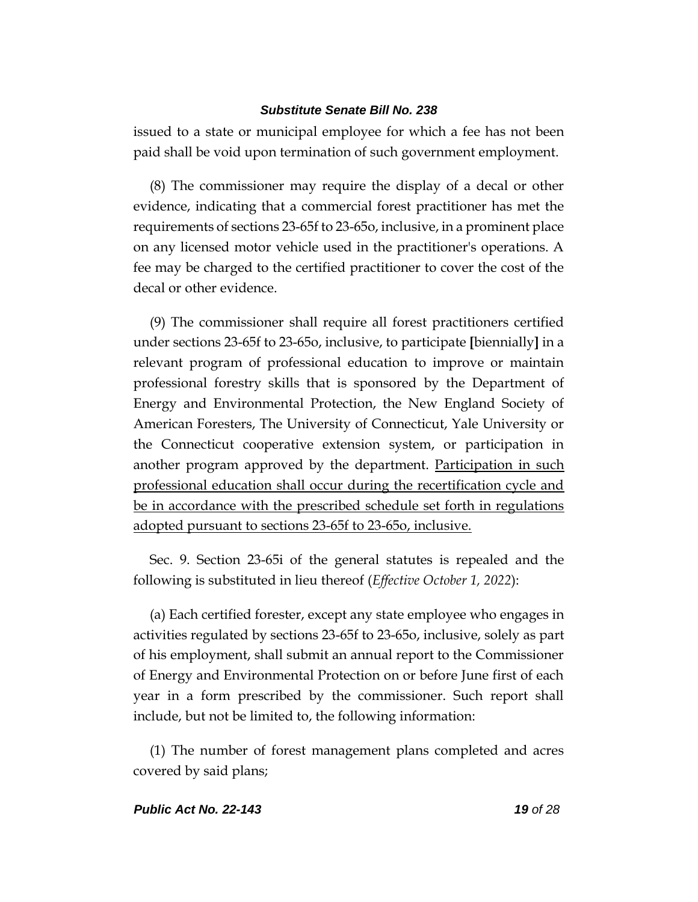issued to a state or municipal employee for which a fee has not been paid shall be void upon termination of such government employment.

(8) The commissioner may require the display of a decal or other evidence, indicating that a commercial forest practitioner has met the requirements of sections 23-65f to 23-65o, inclusive, in a prominent place on any licensed motor vehicle used in the practitioner's operations. A fee may be charged to the certified practitioner to cover the cost of the decal or other evidence.

(9) The commissioner shall require all forest practitioners certified under sections 23-65f to 23-65o, inclusive, to participate [biennially] in a relevant program of professional education to improve or maintain professional forestry skills that is sponsored by the Department of Energy and Environmental Protection, the New England Society of American Foresters, The University of Connecticut, Yale University or the Connecticut cooperative extension system, or participation in another program approved by the department. <u>Participation in such professional education shall occur during the recertification cycle and be in accordance with the prescribed schedule set forth in regulations adopted pursuant to sections 23-65f to 23-65o, inclusive.</u>

Sec. 9. Section 23-65i of the general statutes is repealed and the following is substituted in lieu thereof (*Effective October 1, 2022*):

(a) Each certified forester, except any state employee who engages in activities regulated by sections 23-65f to 23-65o, inclusive, solely as part of his employment, shall submit an annual report to the Commissioner of Energy and Environmental Protection on or before June first of each year in a form prescribed by the commissioner. Such report shall include, but not be limited to, the following information:

(1) The number of forest management plans completed and acres covered by said plans;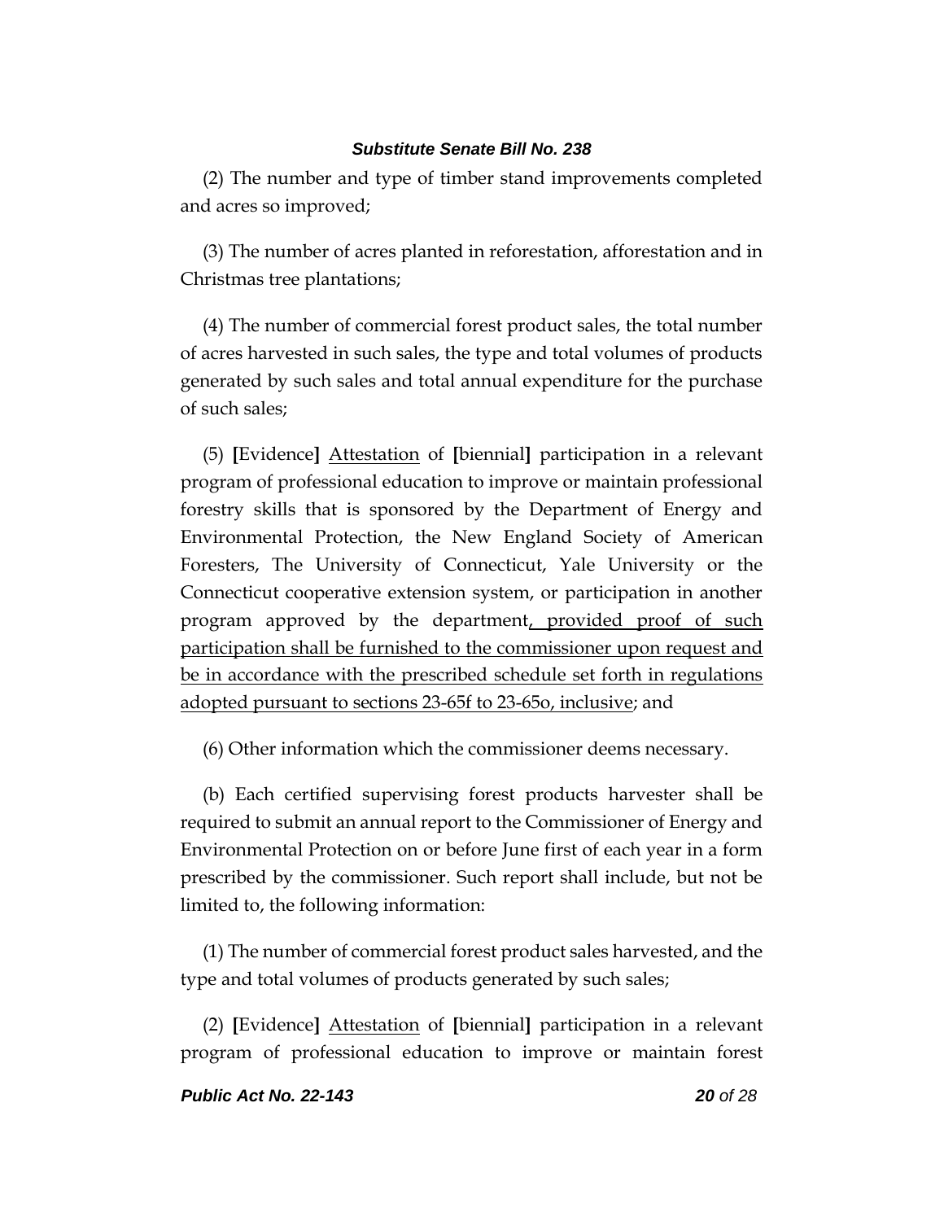(2) The number and type of timber stand improvements completed and acres so improved;

(3) The number of acres planted in reforestation, afforestation and in Christmas tree plantations;

(4) The number of commercial forest product sales, the total number of acres harvested in such sales, the type and total volumes of products generated by such sales and total annual expenditure for the purchase of such sales;

(5) **[**Evidence**]** <u>Attestation</u> of **[**biennial**]** participation in a relevant program of professional education to improve or maintain professional forestry skills that is sponsored by the Department of Energy and Environmental Protection, the New England Society of American Foresters, The University of Connecticut, Yale University or the Connecticut cooperative extension system, or participation in another program approved by the department<u>, provided proof of such participation shall be furnished to the commissioner upon request and be in accordance with the prescribed schedule set forth in regulations adopted pursuant to sections 23-65f to 23-65o, inclusive</u>; and

(6) Other information which the commissioner deems necessary.

(b) Each certified supervising forest products harvester shall be required to submit an annual report to the Commissioner of Energy and Environmental Protection on or before June first of each year in a form prescribed by the commissioner. Such report shall include, but not be limited to, the following information:

(1) The number of commercial forest product sales harvested, and the type and total volumes of products generated by such sales;

(2) **[**Evidence**]** <u>Attestation</u> of **[**biennial**]** participation in a relevant program of professional education to improve or maintain forest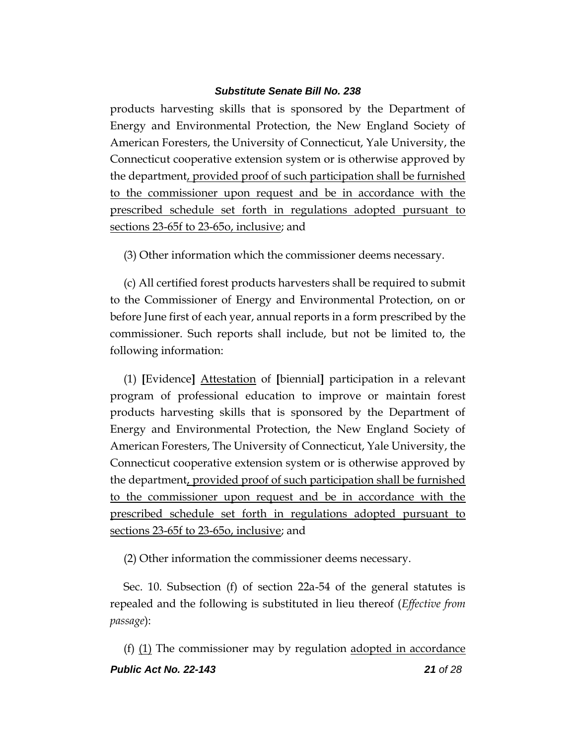products harvesting skills that is sponsored by the Department of Energy and Environmental Protection, the New England Society of American Foresters, the University of Connecticut, Yale University, the Connecticut cooperative extension system or is otherwise approved by the department<u>, provided proof of such participation shall be furnished to the commissioner upon request and be in accordance with the prescribed schedule set forth in regulations adopted pursuant to sections 23-65f to 23-65o, inclusive</u>; and

(3) Other information which the commissioner deems necessary.

(c) All certified forest products harvesters shall be required to submit to the Commissioner of Energy and Environmental Protection, on or before June first of each year, annual reports in a form prescribed by the commissioner. Such reports shall include, but not be limited to, the following information:

(1) **[**Evidence**]** <u>Attestation</u> of **[**biennial**]** participation in a relevant program of professional education to improve or maintain forest products harvesting skills that is sponsored by the Department of Energy and Environmental Protection, the New England Society of American Foresters, The University of Connecticut, Yale University, the Connecticut cooperative extension system or is otherwise approved by the department<u>, provided proof of such participation shall be furnished to the commissioner upon request and be in accordance with the prescribed schedule set forth in regulations adopted pursuant to sections 23-65f to 23-65o, inclusive</u>; and

(2) Other information the commissioner deems necessary.

Sec. 10. Subsection (f) of section 22a-54 of the general statutes is repealed and the following is substituted in lieu thereof (*Effective from passage*):

(f) <u>(1)</u> The commissioner may by regulation <u>adopted in accordance</u>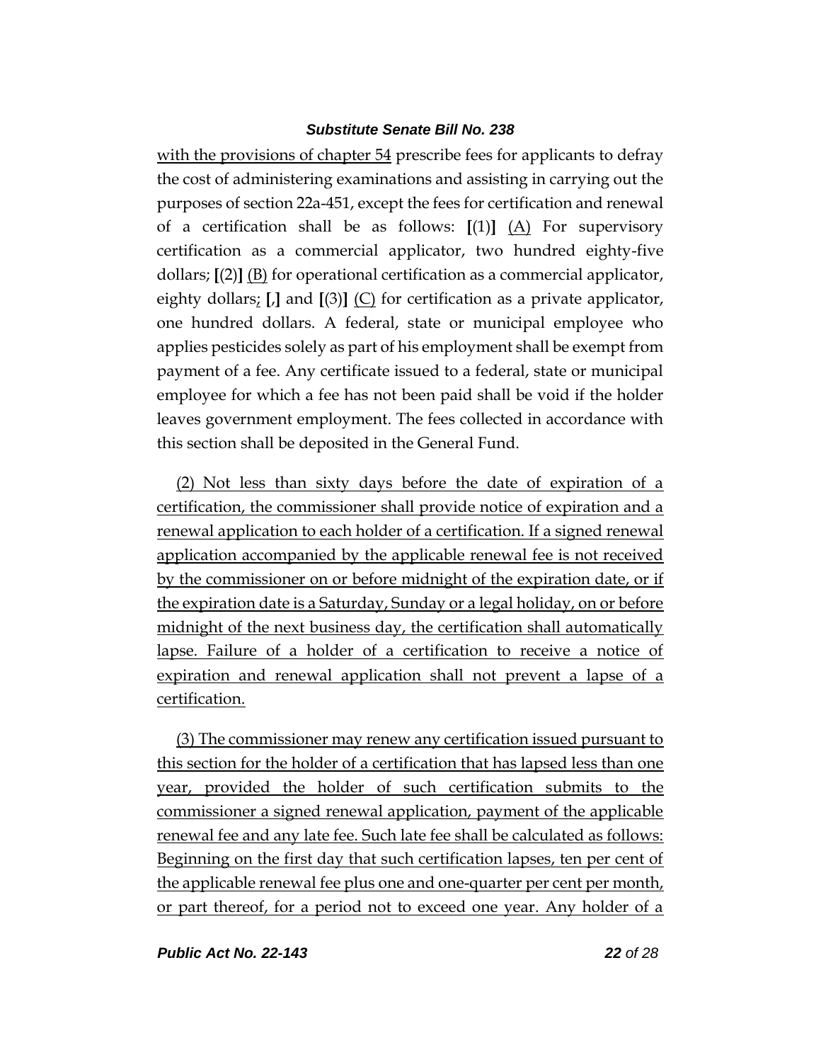with the provisions of chapter 54 prescribe fees for applicants to defray the cost of administering examinations and assisting in carrying out the purposes of section 22a-451, except the fees for certification and renewal of a certification shall be as follows: **[**(1)**]** (A) For supervisory certification as a commercial applicator, two hundred eighty-five dollars; **[**(2)**]** (B) for operational certification as a commercial applicator, eighty dollars; **[**,**]** and **[**(3)**]** (C) for certification as a private applicator, one hundred dollars. A federal, state or municipal employee who applies pesticides solely as part of his employment shall be exempt from payment of a fee. Any certificate issued to a federal, state or municipal employee for which a fee has not been paid shall be void if the holder leaves government employment. The fees collected in accordance with this section shall be deposited in the General Fund.

(2) Not less than sixty days before the date of expiration of a certification, the commissioner shall provide notice of expiration and a renewal application to each holder of a certification. If a signed renewal application accompanied by the applicable renewal fee is not received by the commissioner on or before midnight of the expiration date, or if the expiration date is a Saturday, Sunday or a legal holiday, on or before midnight of the next business day, the certification shall automatically lapse. Failure of a holder of a certification to receive a notice of expiration and renewal application shall not prevent a lapse of a certification.

(3) The commissioner may renew any certification issued pursuant to this section for the holder of a certification that has lapsed less than one year, provided the holder of such certification submits to the commissioner a signed renewal application, payment of the applicable renewal fee and any late fee. Such late fee shall be calculated as follows: Beginning on the first day that such certification lapses, ten per cent of the applicable renewal fee plus one and one-quarter per cent per month, or part thereof, for a period not to exceed one year. Any holder of a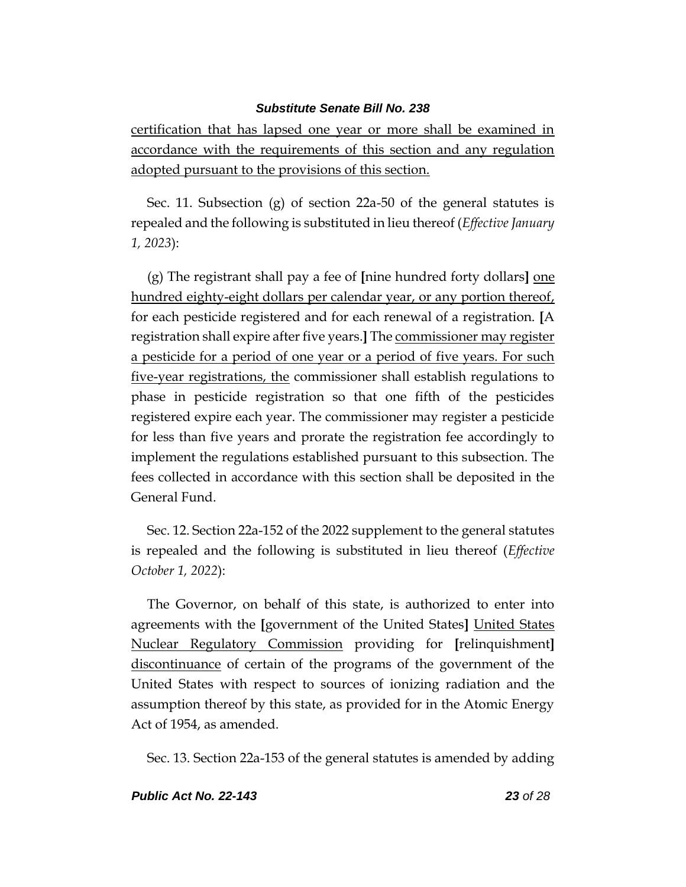certification that has lapsed one year or more shall be examined in accordance with the requirements of this section and any regulation adopted pursuant to the provisions of this section.

Sec. 11. Subsection (g) of section 22a-50 of the general statutes is repealed and the following is substituted in lieu thereof (*Effective January 1, 2023*):

(g) The registrant shall pay a fee of **[**nine hundred forty dollars**]** one hundred eighty-eight dollars per calendar year, or any portion thereof, for each pesticide registered and for each renewal of a registration. **[**A registration shall expire after five years.**]** The commissioner may register a pesticide for a period of one year or a period of five years. For such five-year registrations, the commissioner shall establish regulations to phase in pesticide registration so that one fifth of the pesticides registered expire each year. The commissioner may register a pesticide for less than five years and prorate the registration fee accordingly to implement the regulations established pursuant to this subsection. The fees collected in accordance with this section shall be deposited in the General Fund.

Sec. 12. Section 22a-152 of the 2022 supplement to the general statutes is repealed and the following is substituted in lieu thereof (*Effective October 1, 2022*):

The Governor, on behalf of this state, is authorized to enter into agreements with the **[**government of the United States**]** United States Nuclear Regulatory Commission providing for **[**relinquishment**]** discontinuance of certain of the programs of the government of the United States with respect to sources of ionizing radiation and the assumption thereof by this state, as provided for in the Atomic Energy Act of 1954, as amended.

Sec. 13. Section 22a-153 of the general statutes is amended by adding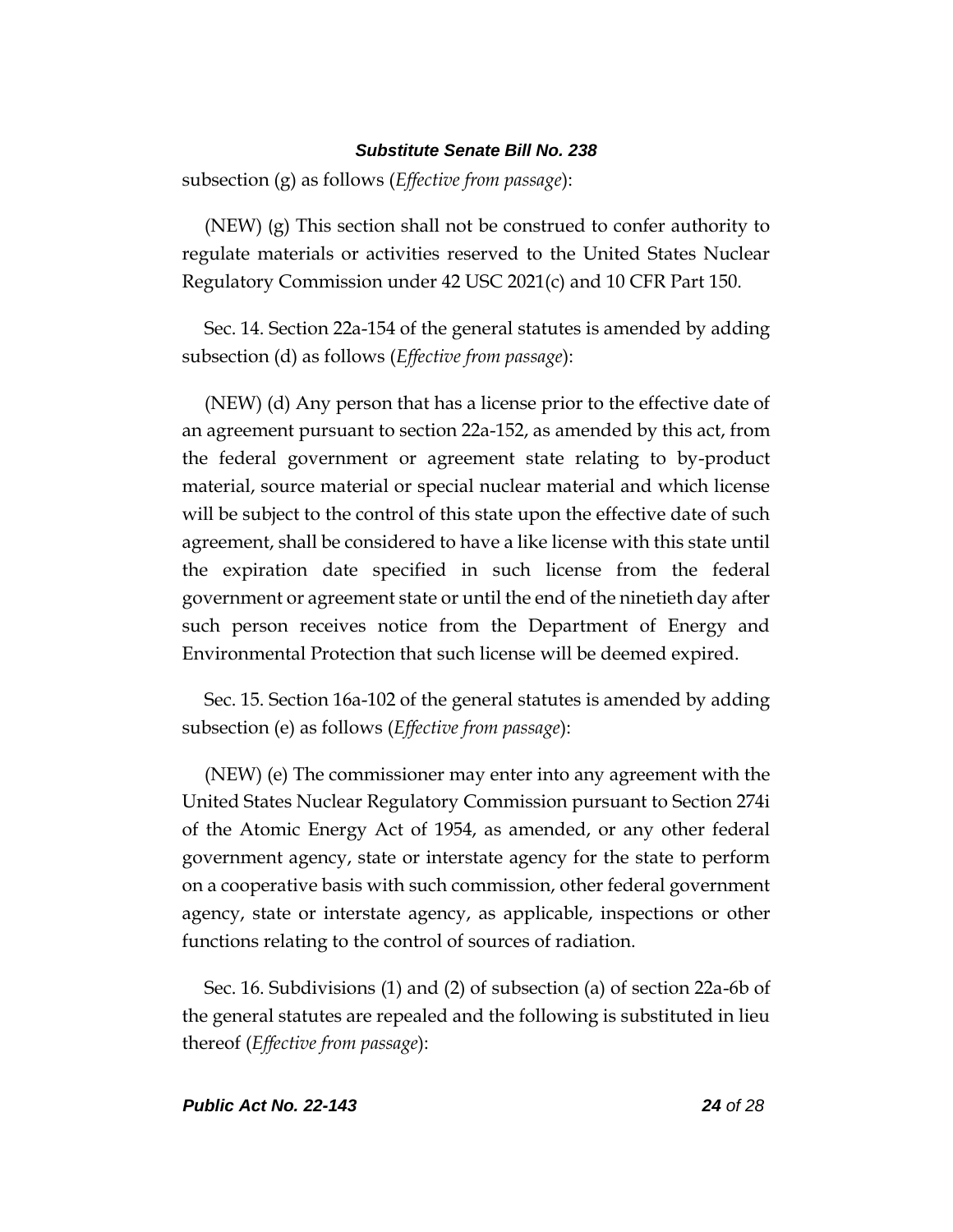subsection (g) as follows (*Effective from passage*):

(NEW) (g) This section shall not be construed to confer authority to regulate materials or activities reserved to the United States Nuclear Regulatory Commission under 42 USC 2021(c) and 10 CFR Part 150.

Sec. 14. Section 22a-154 of the general statutes is amended by adding subsection (d) as follows (*Effective from passage*):

(NEW) (d) Any person that has a license prior to the effective date of an agreement pursuant to section 22a-152, as amended by this act, from the federal government or agreement state relating to by-product material, source material or special nuclear material and which license will be subject to the control of this state upon the effective date of such agreement, shall be considered to have a like license with this state until the expiration date specified in such license from the federal government or agreement state or until the end of the ninetieth day after such person receives notice from the Department of Energy and Environmental Protection that such license will be deemed expired.

Sec. 15. Section 16a-102 of the general statutes is amended by adding subsection (e) as follows (*Effective from passage*):

(NEW) (e) The commissioner may enter into any agreement with the United States Nuclear Regulatory Commission pursuant to Section 274i of the Atomic Energy Act of 1954, as amended, or any other federal government agency, state or interstate agency for the state to perform on a cooperative basis with such commission, other federal government agency, state or interstate agency, as applicable, inspections or other functions relating to the control of sources of radiation.

Sec. 16. Subdivisions (1) and (2) of subsection (a) of section 22a-6b of the general statutes are repealed and the following is substituted in lieu thereof (*Effective from passage*):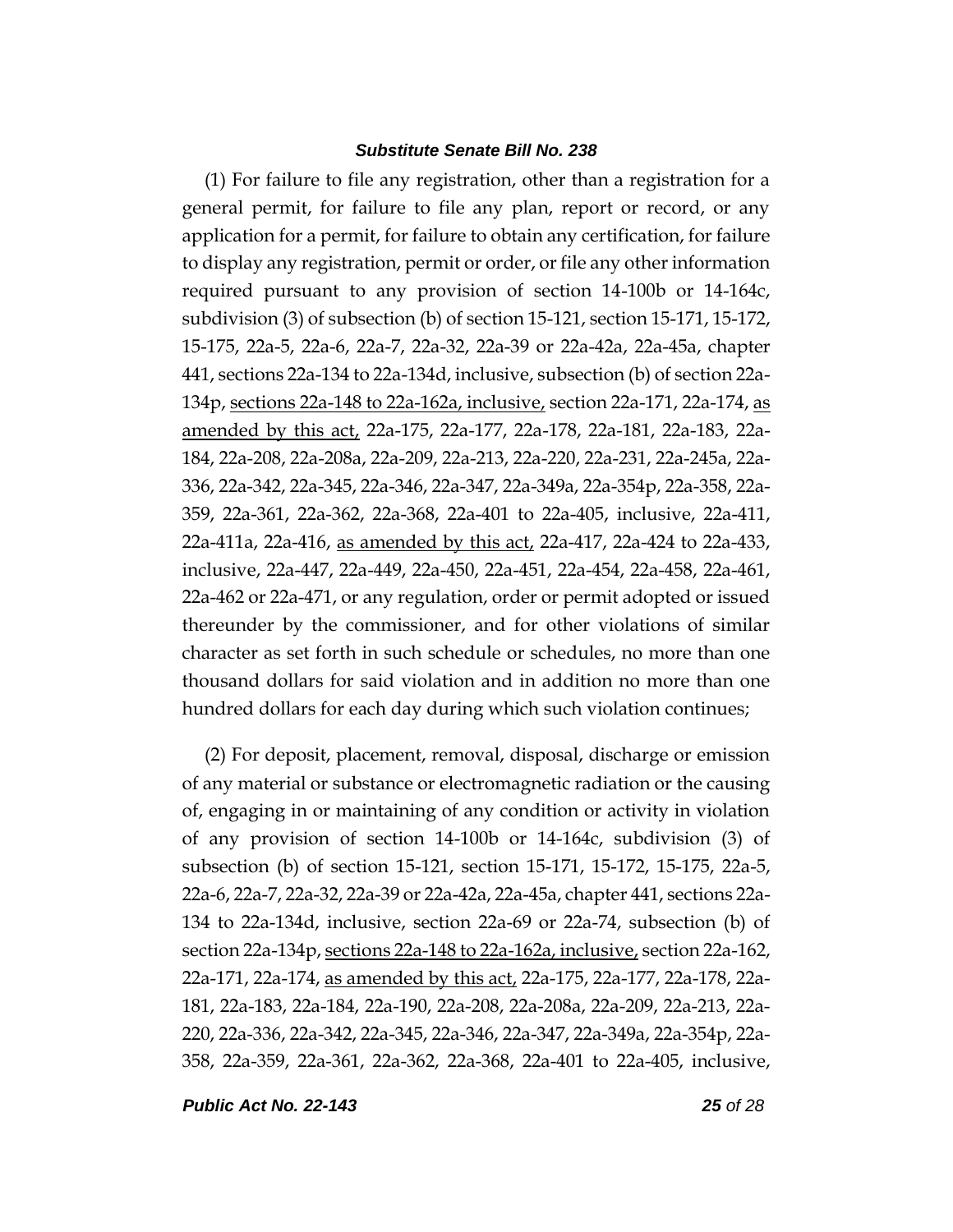(1) For failure to file any registration, other than a registration for a general permit, for failure to file any plan, report or record, or any application for a permit, for failure to obtain any certification, for failure to display any registration, permit or order, or file any other information required pursuant to any provision of section 14-100b or 14-164c, subdivision (3) of subsection (b) of section 15-121, section 15-171, 15-172, 15-175, 22a-5, 22a-6, 22a-7, 22a-32, 22a-39 or 22a-42a, 22a-45a, chapter 441, sections 22a-134 to 22a-134d, inclusive, subsection (b) of section 22a-134p, <u>sections 22a-148 to 22a-162a, inclusive,</u> section 22a-171, 22a-174, <u>as amended by this act,</u> 22a-175, 22a-177, 22a-178, 22a-181, 22a-183, 22a-184, 22a-208, 22a-208a, 22a-209, 22a-213, 22a-220, 22a-231, 22a-245a, 22a-336, 22a-342, 22a-345, 22a-346, 22a-347, 22a-349a, 22a-354p, 22a-358, 22a-359, 22a-361, 22a-362, 22a-368, 22a-401 to 22a-405, inclusive, 22a-411, 22a-411a, 22a-416, <u>as amended by this act,</u> 22a-417, 22a-424 to 22a-433, inclusive, 22a-447, 22a-449, 22a-450, 22a-451, 22a-454, 22a-458, 22a-461, 22a-462 or 22a-471, or any regulation, order or permit adopted or issued thereunder by the commissioner, and for other violations of similar character as set forth in such schedule or schedules, no more than one thousand dollars for said violation and in addition no more than one hundred dollars for each day during which such violation continues;

(2) For deposit, placement, removal, disposal, discharge or emission of any material or substance or electromagnetic radiation or the causing of, engaging in or maintaining of any condition or activity in violation of any provision of section 14-100b or 14-164c, subdivision (3) of subsection (b) of section 15-121, section 15-171, 15-172, 15-175, 22a-5, 22a-6, 22a-7, 22a-32, 22a-39 or 22a-42a, 22a-45a, chapter 441, sections 22a-134 to 22a-134d, inclusive, section 22a-69 or 22a-74, subsection (b) of section 22a-134p, <u>sections 22a-148 to 22a-162a, inclusive,</u> section 22a-162, 22a-171, 22a-174, <u>as amended by this act,</u> 22a-175, 22a-177, 22a-178, 22a-181, 22a-183, 22a-184, 22a-190, 22a-208, 22a-208a, 22a-209, 22a-213, 22a-220, 22a-336, 22a-342, 22a-345, 22a-346, 22a-347, 22a-349a, 22a-354p, 22a-358, 22a-359, 22a-361, 22a-362, 22a-368, 22a-401 to 22a-405, inclusive,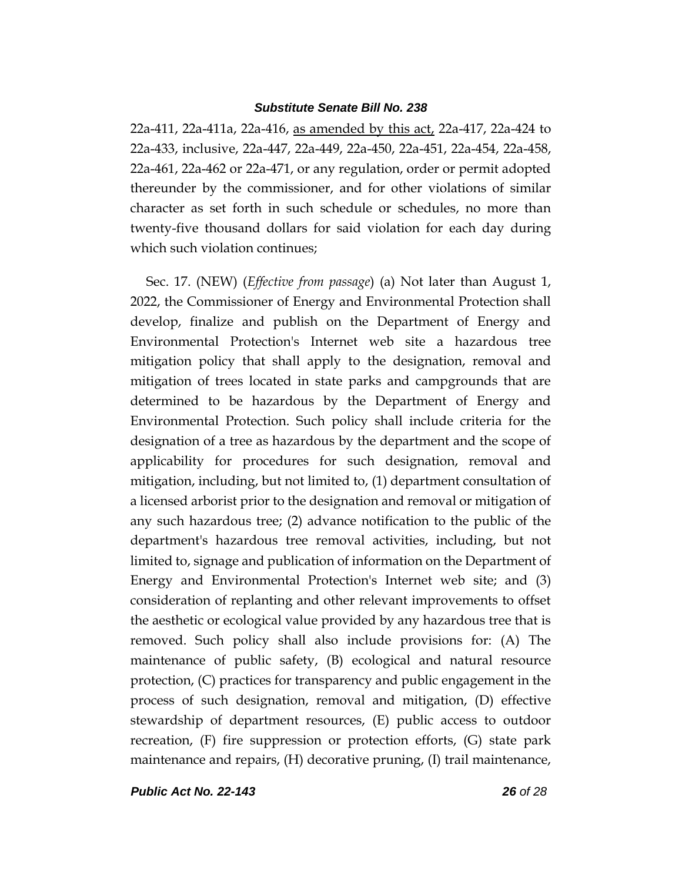22a-411, 22a-411a, 22a-416, <u>as amended by this act,</u> 22a-417, 22a-424 to 22a-433, inclusive, 22a-447, 22a-449, 22a-450, 22a-451, 22a-454, 22a-458, 22a-461, 22a-462 or 22a-471, or any regulation, order or permit adopted thereunder by the commissioner, and for other violations of similar character as set forth in such schedule or schedules, no more than twenty-five thousand dollars for said violation for each day during which such violation continues;

Sec. 17. (NEW) (*Effective from passage*) (a) Not later than August 1, 2022, the Commissioner of Energy and Environmental Protection shall develop, finalize and publish on the Department of Energy and Environmental Protection's Internet web site a hazardous tree mitigation policy that shall apply to the designation, removal and mitigation of trees located in state parks and campgrounds that are determined to be hazardous by the Department of Energy and Environmental Protection. Such policy shall include criteria for the designation of a tree as hazardous by the department and the scope of applicability for procedures for such designation, removal and mitigation, including, but not limited to, (1) department consultation of a licensed arborist prior to the designation and removal or mitigation of any such hazardous tree; (2) advance notification to the public of the department's hazardous tree removal activities, including, but not limited to, signage and publication of information on the Department of Energy and Environmental Protection's Internet web site; and (3) consideration of replanting and other relevant improvements to offset the aesthetic or ecological value provided by any hazardous tree that is removed. Such policy shall also include provisions for: (A) The maintenance of public safety, (B) ecological and natural resource protection, (C) practices for transparency and public engagement in the process of such designation, removal and mitigation, (D) effective stewardship of department resources, (E) public access to outdoor recreation, (F) fire suppression or protection efforts, (G) state park maintenance and repairs, (H) decorative pruning, (I) trail maintenance,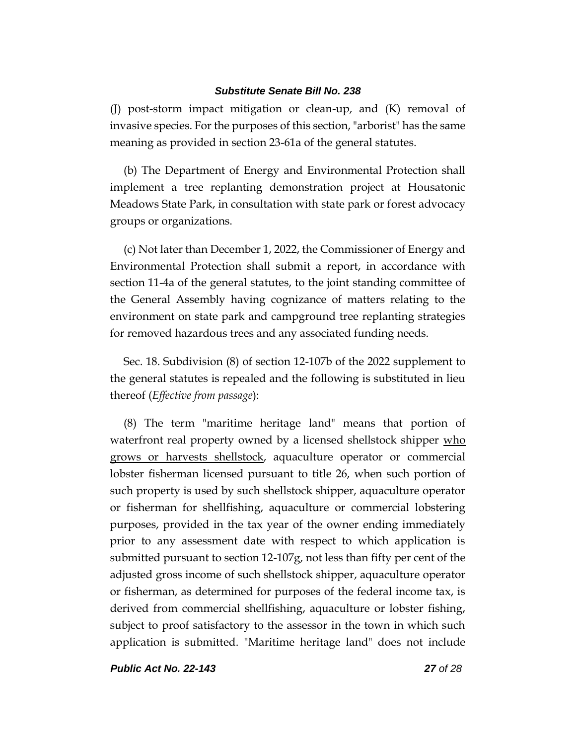(J) post-storm impact mitigation or clean-up, and (K) removal of invasive species. For the purposes of this section, "arborist" has the same meaning as provided in section 23-61a of the general statutes.

(b) The Department of Energy and Environmental Protection shall implement a tree replanting demonstration project at Housatonic Meadows State Park, in consultation with state park or forest advocacy groups or organizations.

(c) Not later than December 1, 2022, the Commissioner of Energy and Environmental Protection shall submit a report, in accordance with section 11-4a of the general statutes, to the joint standing committee of the General Assembly having cognizance of matters relating to the environment on state park and campground tree replanting strategies for removed hazardous trees and any associated funding needs.

Sec. 18. Subdivision (8) of section 12-107b of the 2022 supplement to the general statutes is repealed and the following is substituted in lieu thereof (*Effective from passage*):

(8) The term "maritime heritage land" means that portion of waterfront real property owned by a licensed shellstock shipper <u>who grows or harvests shellstock</u>, aquaculture operator or commercial lobster fisherman licensed pursuant to title 26, when such portion of such property is used by such shellstock shipper, aquaculture operator or fisherman for shellfishing, aquaculture or commercial lobstering purposes, provided in the tax year of the owner ending immediately prior to any assessment date with respect to which application is submitted pursuant to section 12-107g, not less than fifty per cent of the adjusted gross income of such shellstock shipper, aquaculture operator or fisherman, as determined for purposes of the federal income tax, is derived from commercial shellfishing, aquaculture or lobster fishing, subject to proof satisfactory to the assessor in the town in which such application is submitted. "Maritime heritage land" does not include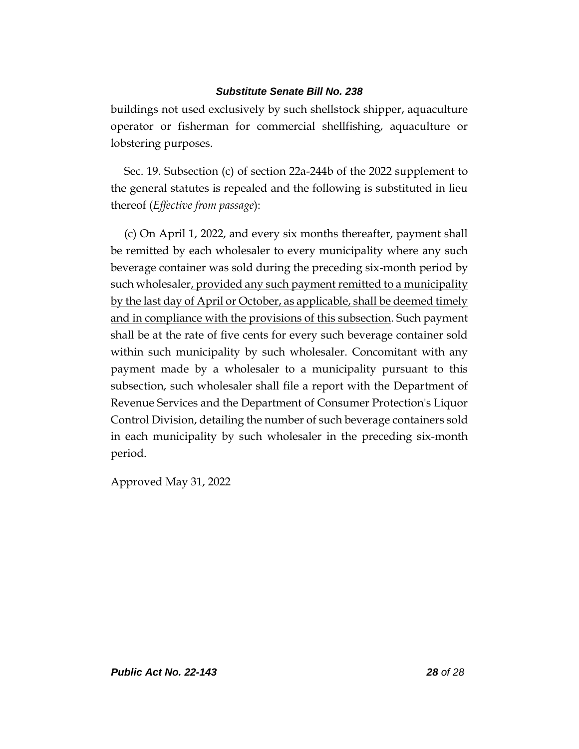buildings not used exclusively by such shellstock shipper, aquaculture operator or fisherman for commercial shellfishing, aquaculture or lobstering purposes.

Sec. 19. Subsection (c) of section 22a-244b of the 2022 supplement to the general statutes is repealed and the following is substituted in lieu thereof (*Effective from passage*):

(c) On April 1, 2022, and every six months thereafter, payment shall be remitted by each wholesaler to every municipality where any such beverage container was sold during the preceding six-month period by such wholesaler<u>, provided any such payment remitted to a municipality by the last day of April or October, as applicable, shall be deemed timely and in compliance with the provisions of this subsection</u>. Such payment shall be at the rate of five cents for every such beverage container sold within such municipality by such wholesaler. Concomitant with any payment made by a wholesaler to a municipality pursuant to this subsection, such wholesaler shall file a report with the Department of Revenue Services and the Department of Consumer Protection's Liquor Control Division, detailing the number of such beverage containers sold in each municipality by such wholesaler in the preceding six-month period.

Approved May 31, 2022